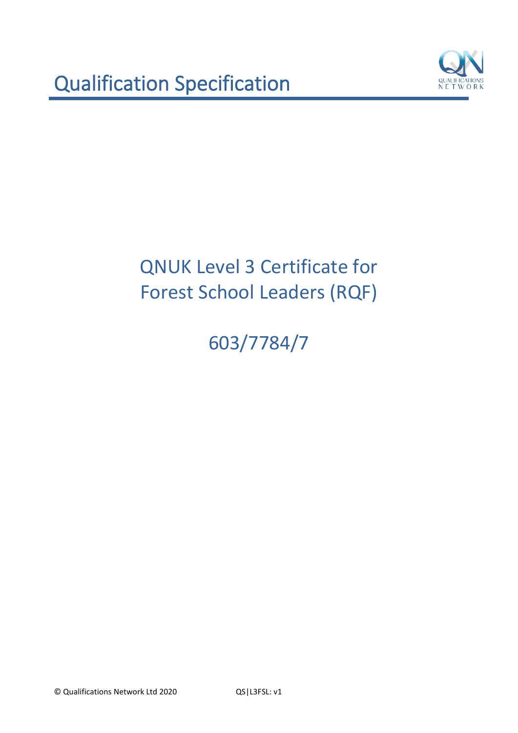# Qualification Specification

## QNUK Level 3 Certificate for Forest School Leaders (RQF)

## 603/7784/7

© Qualifications Network Ltd 2020 QS|L3FSL: v1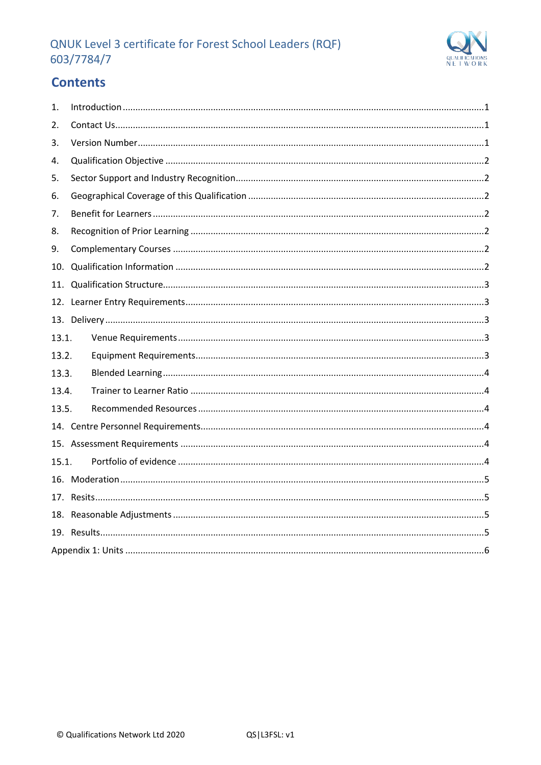## Contents

1. Introduction ........ 1
2. Contact Us ........ 1
3. Version Number ........ 1
4. Qualification Objective ........ 2
5. Sector Support and Industry Recognition ........ 2
6. Geographical Coverage of this Qualification ........ 2
7. Benefit for Learners ........ 2
8. Recognition of Prior Learning ........ 2
9. Complementary Courses ........ 2
10. Qualification Information ........ 2
11. Qualification Structure ........ 3
12. Learner Entry Requirements ........ 3
13. Delivery ........ 3
    - 13.1. Venue Requirements ........ 3
    - 13.2. Equipment Requirements ........ 3
    - 13.3. Blended Learning ........ 4
    - 13.4. Trainer to Learner Ratio ........ 4
    - 13.5. Recommended Resources ........ 4
14. Centre Personnel Requirements ........ 4
15. Assessment Requirements ........ 4
    - 15.1. Portfolio of evidence ........ 4
16. Moderation ........ 5
17. Resits ........ 5
18. Reasonable Adjustments ........ 5
19. Results ........ 5

Appendix 1: Units ........ 6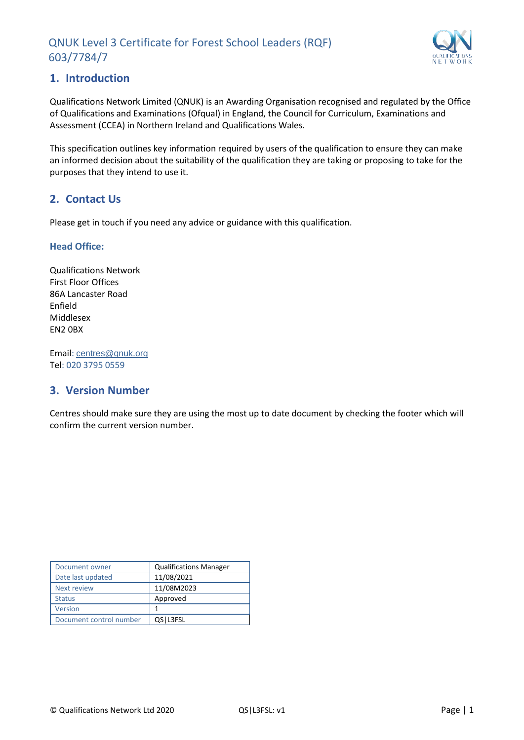# QNUK Level 3 Certificate for Forest School Leaders (RQF) 603/7784/7

## 1. Introduction

Qualifications Network Limited (QNUK) is an Awarding Organisation recognised and regulated by the Office of Qualifications and Examinations (Ofqual) in England, the Council for Curriculum, Examinations and Assessment (CCEA) in Northern Ireland and Qualifications Wales.

This specification outlines key information required by users of the qualification to ensure they can make an informed decision about the suitability of the qualification they are taking or proposing to take for the purposes that they intend to use it.

## 2. Contact Us

Please get in touch if you need any advice or guidance with this qualification.

### Head Office:

Qualifications Network
First Floor Offices
86A Lancaster Road
Enfield
Middlesex
EN2 0BX

Email: centres@qnuk.org
Tel: 020 3795 0559

## 3. Version Number

Centres should make sure they are using the most up to date document by checking the footer which will confirm the current version number.

| Document owner | Qualifications Manager |
|---|---|
| Date last updated | 11/08/2021 |
| Next review | 11/08M2023 |
| Status | Approved |
| Version | 1 |
| Document control number | QS\|L3FSL |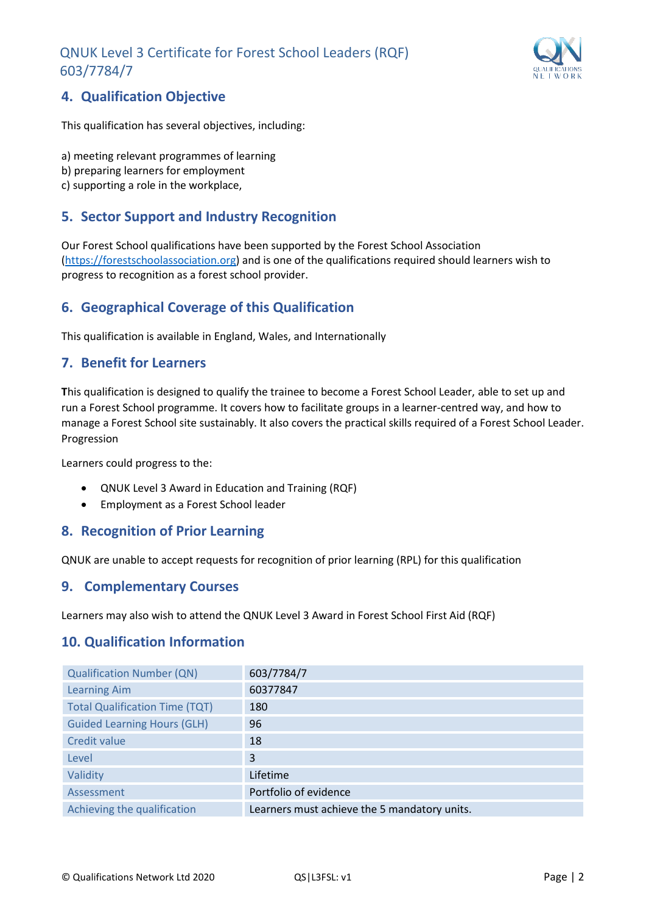## 4. Qualification Objective

This qualification has several objectives, including:

a) meeting relevant programmes of learning
b) preparing learners for employment
c) supporting a role in the workplace,

## 5. Sector Support and Industry Recognition

Our Forest School qualifications have been supported by the Forest School Association (https://forestschoolassociation.org) and is one of the qualifications required should learners wish to progress to recognition as a forest school provider.

## 6. Geographical Coverage of this Qualification

This qualification is available in England, Wales, and Internationally

## 7. Benefit for Learners

**T**his qualification is designed to qualify the trainee to become a Forest School Leader, able to set up and run a Forest School programme. It covers how to facilitate groups in a learner-centred way, and how to manage a Forest School site sustainably. It also covers the practical skills required of a Forest School Leader. Progression

Learners could progress to the:

- QNUK Level 3 Award in Education and Training (RQF)
- Employment as a Forest School leader

## 8. Recognition of Prior Learning

QNUK are unable to accept requests for recognition of prior learning (RPL) for this qualification

## 9. Complementary Courses

Learners may also wish to attend the QNUK Level 3 Award in Forest School First Aid (RQF)

## 10. Qualification Information

| | |
|---|---|
| Qualification Number (QN) | 603/7784/7 |
| Learning Aim | 60377847 |
| Total Qualification Time (TQT) | 180 |
| Guided Learning Hours (GLH) | 96 |
| Credit value | 18 |
| Level | 3 |
| Validity | Lifetime |
| Assessment | Portfolio of evidence |
| Achieving the qualification | Learners must achieve the 5 mandatory units. |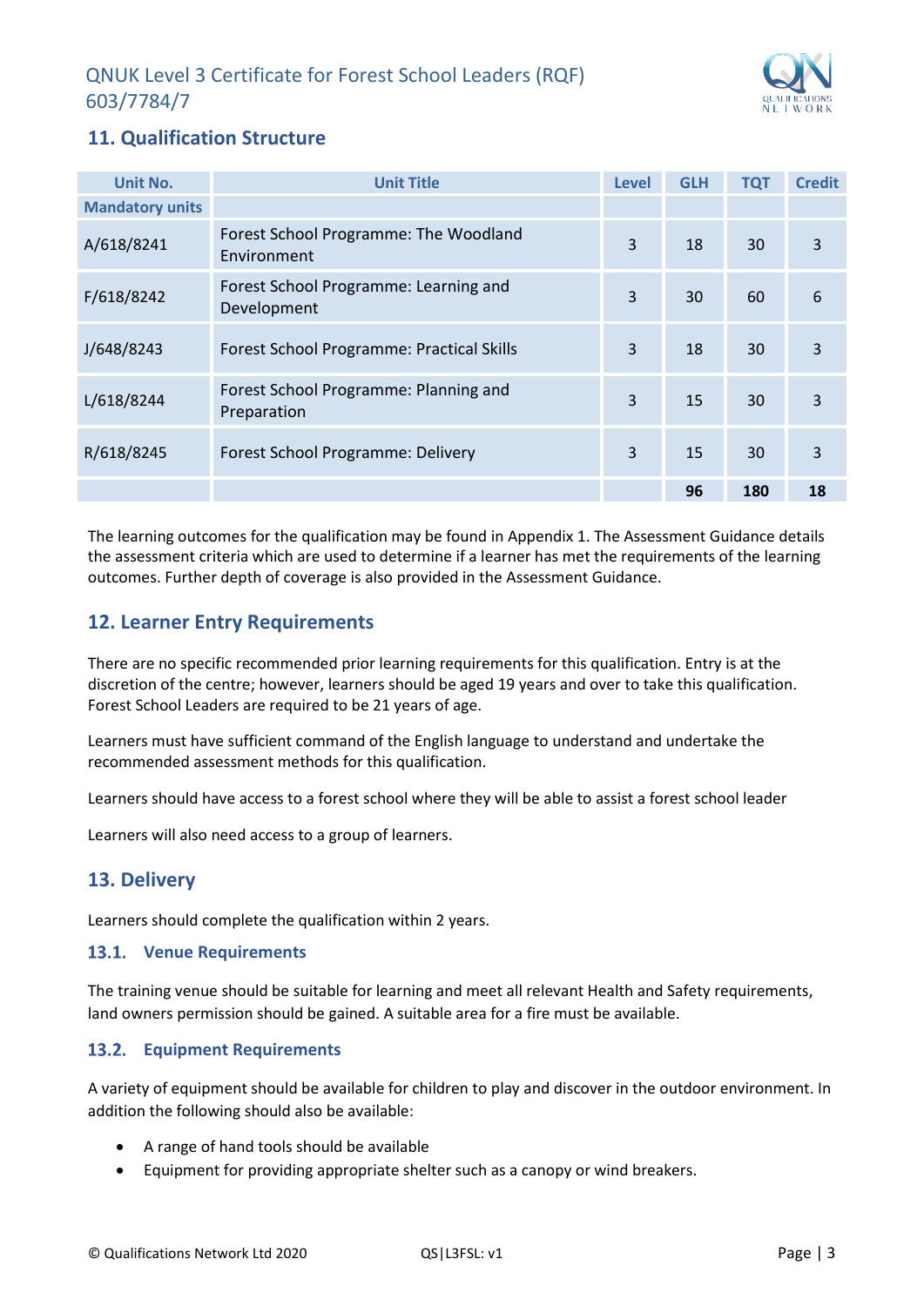# QNUK Level 3 Certificate for Forest School Leaders (RQF) 603/7784/7

## 11. Qualification Structure

| Unit No. | Unit Title | Level | GLH | TQT | Credit |
|---|---|---|---|---|---|
| **Mandatory units** | | | | | |
| A/618/8241 | Forest School Programme: The Woodland Environment | 3 | 18 | 30 | 3 |
| F/618/8242 | Forest School Programme: Learning and Development | 3 | 30 | 60 | 6 |
| J/648/8243 | Forest School Programme: Practical Skills | 3 | 18 | 30 | 3 |
| L/618/8244 | Forest School Programme: Planning and Preparation | 3 | 15 | 30 | 3 |
| R/618/8245 | Forest School Programme: Delivery | 3 | 15 | 30 | 3 |
| | | | **96** | **180** | **18** |

The learning outcomes for the qualification may be found in Appendix 1. The Assessment Guidance details the assessment criteria which are used to determine if a learner has met the requirements of the learning outcomes. Further depth of coverage is also provided in the Assessment Guidance.

## 12. Learner Entry Requirements

There are no specific recommended prior learning requirements for this qualification. Entry is at the discretion of the centre; however, learners should be aged 19 years and over to take this qualification. Forest School Leaders are required to be 21 years of age.

Learners must have sufficient command of the English language to understand and undertake the recommended assessment methods for this qualification.

Learners should have access to a forest school where they will be able to assist a forest school leader

Learners will also need access to a group of learners.

## 13. Delivery

Learners should complete the qualification within 2 years.

### 13.1. Venue Requirements

The training venue should be suitable for learning and meet all relevant Health and Safety requirements, land owners permission should be gained. A suitable area for a fire must be available.

### 13.2. Equipment Requirements

A variety of equipment should be available for children to play and discover in the outdoor environment. In addition the following should also be available:

- A range of hand tools should be available
- Equipment for providing appropriate shelter such as a canopy or wind breakers.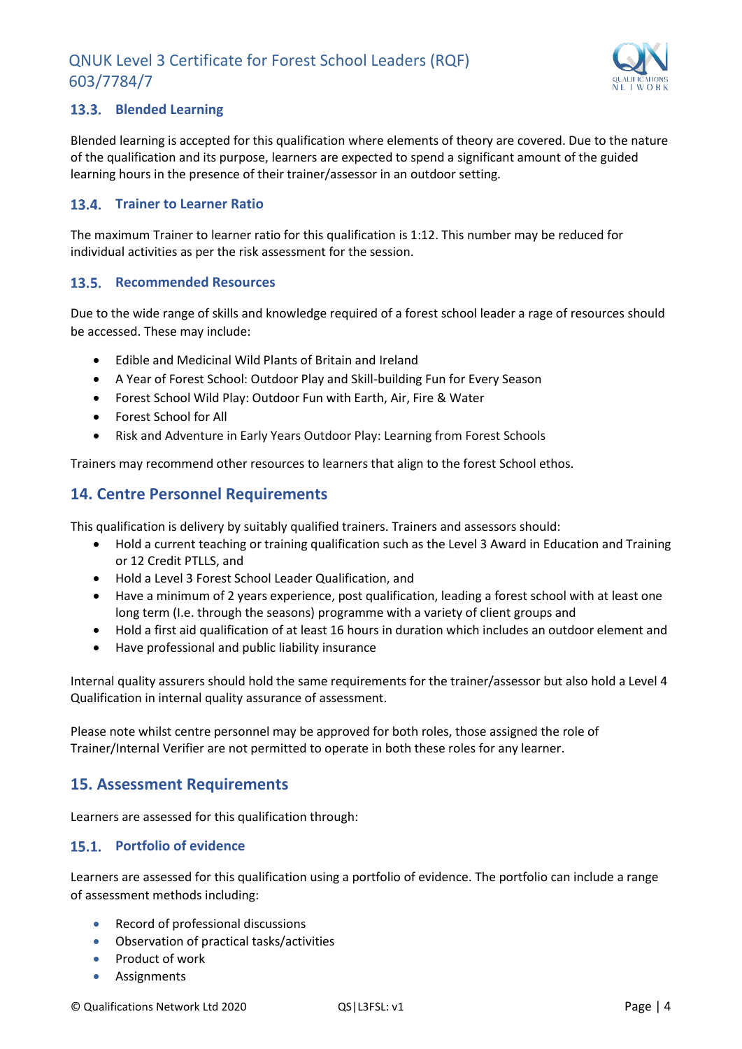### 13.3. Blended Learning

Blended learning is accepted for this qualification where elements of theory are covered. Due to the nature of the qualification and its purpose, learners are expected to spend a significant amount of the guided learning hours in the presence of their trainer/assessor in an outdoor setting.

### 13.4. Trainer to Learner Ratio

The maximum Trainer to learner ratio for this qualification is 1:12. This number may be reduced for individual activities as per the risk assessment for the session.

### 13.5. Recommended Resources

Due to the wide range of skills and knowledge required of a forest school leader a rage of resources should be accessed. These may include:

- Edible and Medicinal Wild Plants of Britain and Ireland
- A Year of Forest School: Outdoor Play and Skill-building Fun for Every Season
- Forest School Wild Play: Outdoor Fun with Earth, Air, Fire & Water
- Forest School for All
- Risk and Adventure in Early Years Outdoor Play: Learning from Forest Schools

Trainers may recommend other resources to learners that align to the forest School ethos.

## 14. Centre Personnel Requirements

This qualification is delivery by suitably qualified trainers. Trainers and assessors should:

- Hold a current teaching or training qualification such as the Level 3 Award in Education and Training or 12 Credit PTLLS, and
- Hold a Level 3 Forest School Leader Qualification, and
- Have a minimum of 2 years experience, post qualification, leading a forest school with at least one long term (I.e. through the seasons) programme with a variety of client groups and
- Hold a first aid qualification of at least 16 hours in duration which includes an outdoor element and
- Have professional and public liability insurance

Internal quality assurers should hold the same requirements for the trainer/assessor but also hold a Level 4 Qualification in internal quality assurance of assessment.

Please note whilst centre personnel may be approved for both roles, those assigned the role of Trainer/Internal Verifier are not permitted to operate in both these roles for any learner.

## 15. Assessment Requirements

Learners are assessed for this qualification through:

### 15.1. Portfolio of evidence

Learners are assessed for this qualification using a portfolio of evidence. The portfolio can include a range of assessment methods including:

- Record of professional discussions
- Observation of practical tasks/activities
- Product of work
- Assignments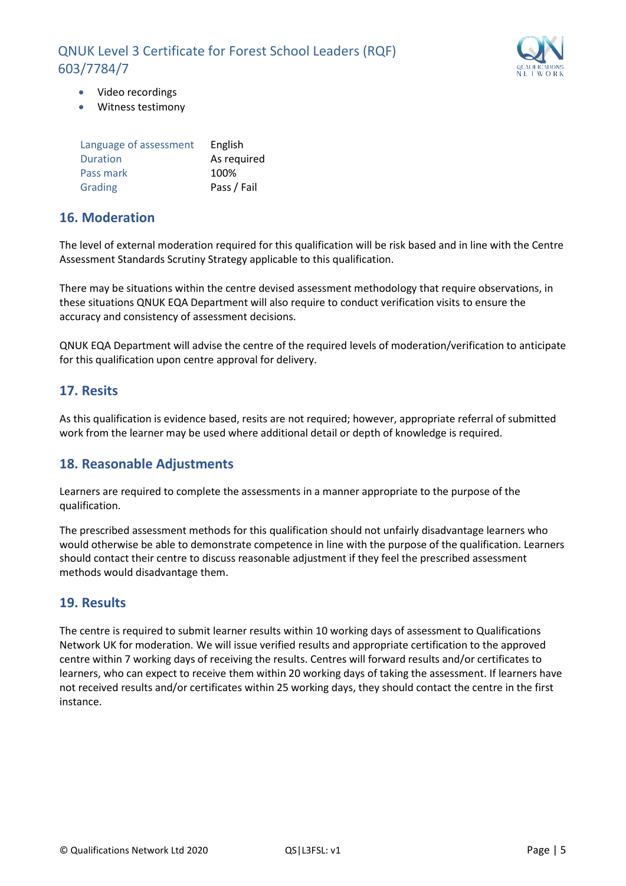- Video recordings
- Witness testimony

| | |
|---|---|
| Language of assessment | English |
| Duration | As required |
| Pass mark | 100% |
| Grading | Pass / Fail |

## 16. Moderation

The level of external moderation required for this qualification will be risk based and in line with the Centre Assessment Standards Scrutiny Strategy applicable to this qualification.

There may be situations within the centre devised assessment methodology that require observations, in these situations QNUK EQA Department will also require to conduct verification visits to ensure the accuracy and consistency of assessment decisions.

QNUK EQA Department will advise the centre of the required levels of moderation/verification to anticipate for this qualification upon centre approval for delivery.

## 17. Resits

As this qualification is evidence based, resits are not required; however, appropriate referral of submitted work from the learner may be used where additional detail or depth of knowledge is required.

## 18. Reasonable Adjustments

Learners are required to complete the assessments in a manner appropriate to the purpose of the qualification.

The prescribed assessment methods for this qualification should not unfairly disadvantage learners who would otherwise be able to demonstrate competence in line with the purpose of the qualification. Learners should contact their centre to discuss reasonable adjustment if they feel the prescribed assessment methods would disadvantage them.

## 19. Results

The centre is required to submit learner results within 10 working days of assessment to Qualifications Network UK for moderation. We will issue verified results and appropriate certification to the approved centre within 7 working days of receiving the results. Centres will forward results and/or certificates to learners, who can expect to receive them within 20 working days of taking the assessment. If learners have not received results and/or certificates within 25 working days, they should contact the centre in the first instance.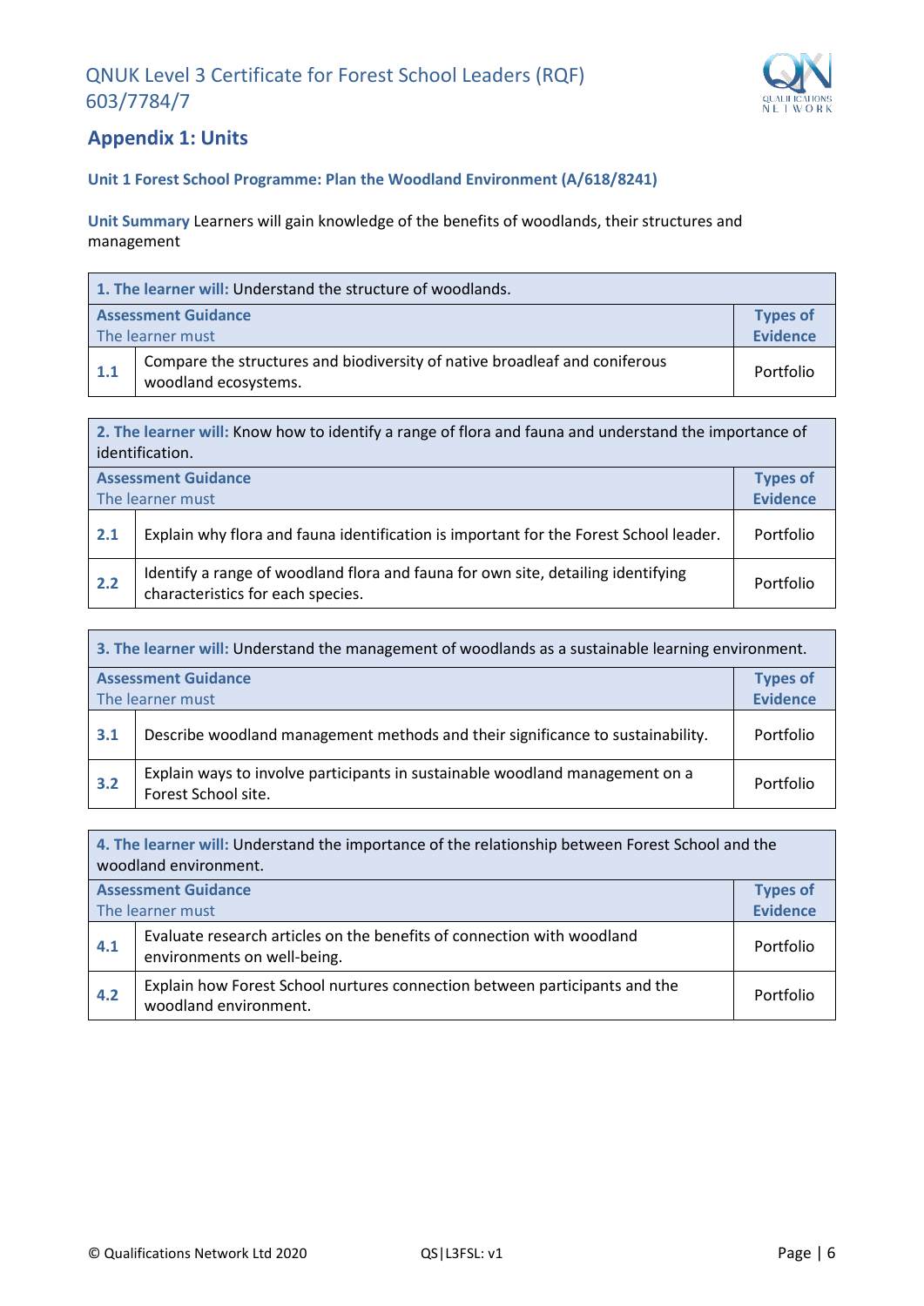## Appendix 1: Units

### Unit 1 Forest School Programme: Plan the Woodland Environment (A/618/8241)

**Unit Summary** Learners will gain knowledge of the benefits of woodlands, their structures and management

| **1. The learner will:** Understand the structure of woodlands. | | |
|---|---|---|
| **Assessment Guidance** The learner must | | **Types of Evidence** |
| **1.1** | Compare the structures and biodiversity of native broadleaf and coniferous woodland ecosystems. | Portfolio |

| **2. The learner will:** Know how to identify a range of flora and fauna and understand the importance of identification. | | |
|---|---|---|
| **Assessment Guidance** The learner must | | **Types of Evidence** |
| **2.1** | Explain why flora and fauna identification is important for the Forest School leader. | Portfolio |
| **2.2** | Identify a range of woodland flora and fauna for own site, detailing identifying characteristics for each species. | Portfolio |

| **3. The learner will:** Understand the management of woodlands as a sustainable learning environment. | | |
|---|---|---|
| **Assessment Guidance** The learner must | | **Types of Evidence** |
| **3.1** | Describe woodland management methods and their significance to sustainability. | Portfolio |
| **3.2** | Explain ways to involve participants in sustainable woodland management on a Forest School site. | Portfolio |

| **4. The learner will:** Understand the importance of the relationship between Forest School and the woodland environment. | | |
|---|---|---|
| **Assessment Guidance** The learner must | | **Types of Evidence** |
| **4.1** | Evaluate research articles on the benefits of connection with woodland environments on well-being. | Portfolio |
| **4.2** | Explain how Forest School nurtures connection between participants and the woodland environment. | Portfolio |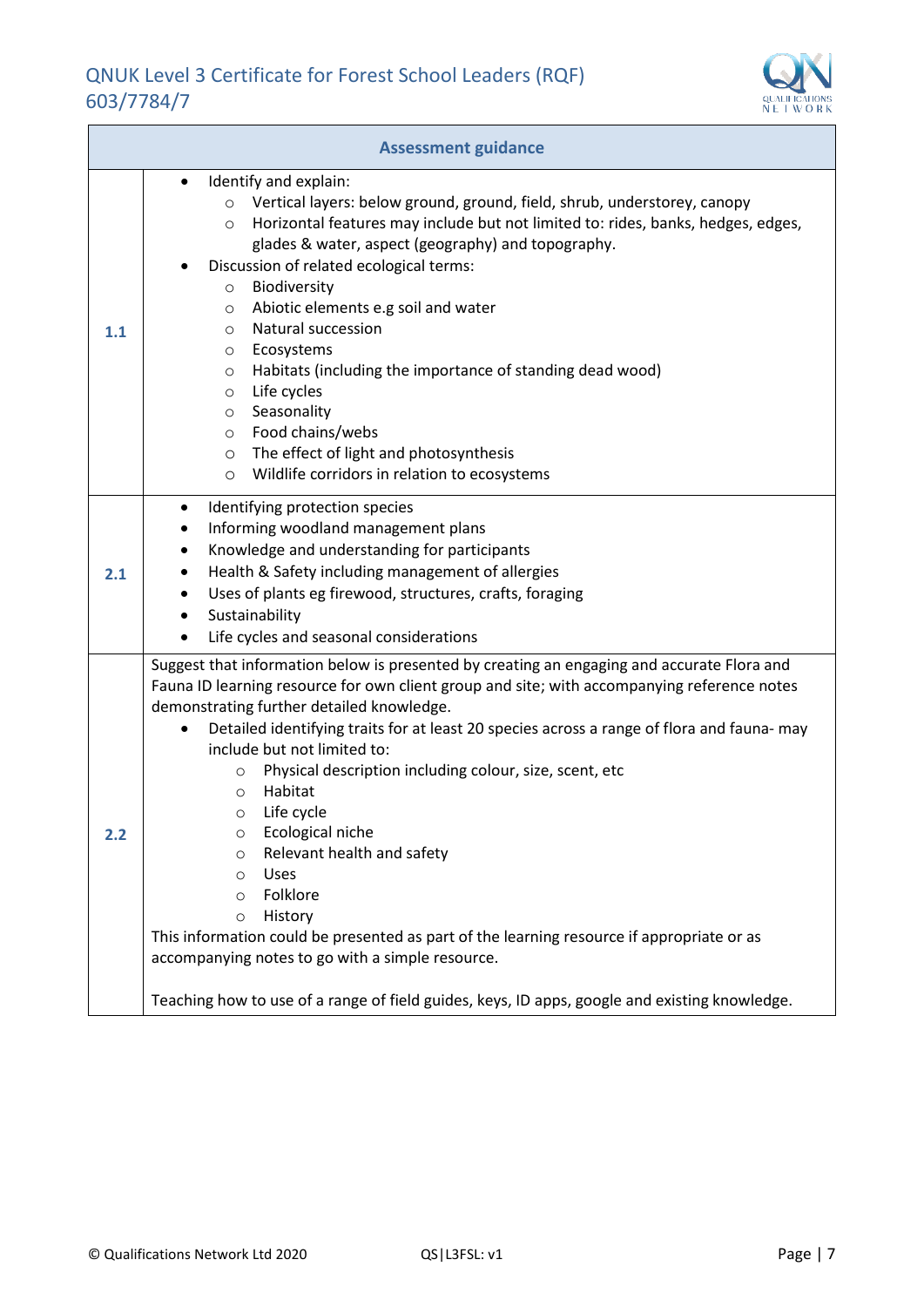| | Assessment guidance |
|---|---|
| **1.1** | • Identify and explain:<br>  ○ Vertical layers: below ground, ground, field, shrub, understorey, canopy<br>  ○ Horizontal features may include but not limited to: rides, banks, hedges, edges, glades & water, aspect (geography) and topography.<br>• Discussion of related ecological terms:<br>  ○ Biodiversity<br>  ○ Abiotic elements e.g soil and water<br>  ○ Natural succession<br>  ○ Ecosystems<br>  ○ Habitats (including the importance of standing dead wood)<br>  ○ Life cycles<br>  ○ Seasonality<br>  ○ Food chains/webs<br>  ○ The effect of light and photosynthesis<br>  ○ Wildlife corridors in relation to ecosystems |
| **2.1** | • Identifying protection species<br>• Informing woodland management plans<br>• Knowledge and understanding for participants<br>• Health & Safety including management of allergies<br>• Uses of plants eg firewood, structures, crafts, foraging<br>• Sustainability<br>• Life cycles and seasonal considerations |
| **2.2** | Suggest that information below is presented by creating an engaging and accurate Flora and Fauna ID learning resource for own client group and site; with accompanying reference notes demonstrating further detailed knowledge.<br>• Detailed identifying traits for at least 20 species across a range of flora and fauna- may include but not limited to:<br>  ○ Physical description including colour, size, scent, etc<br>  ○ Habitat<br>  ○ Life cycle<br>  ○ Ecological niche<br>  ○ Relevant health and safety<br>  ○ Uses<br>  ○ Folklore<br>  ○ History<br>This information could be presented as part of the learning resource if appropriate or as accompanying notes to go with a simple resource.<br><br>Teaching how to use of a range of field guides, keys, ID apps, google and existing knowledge. |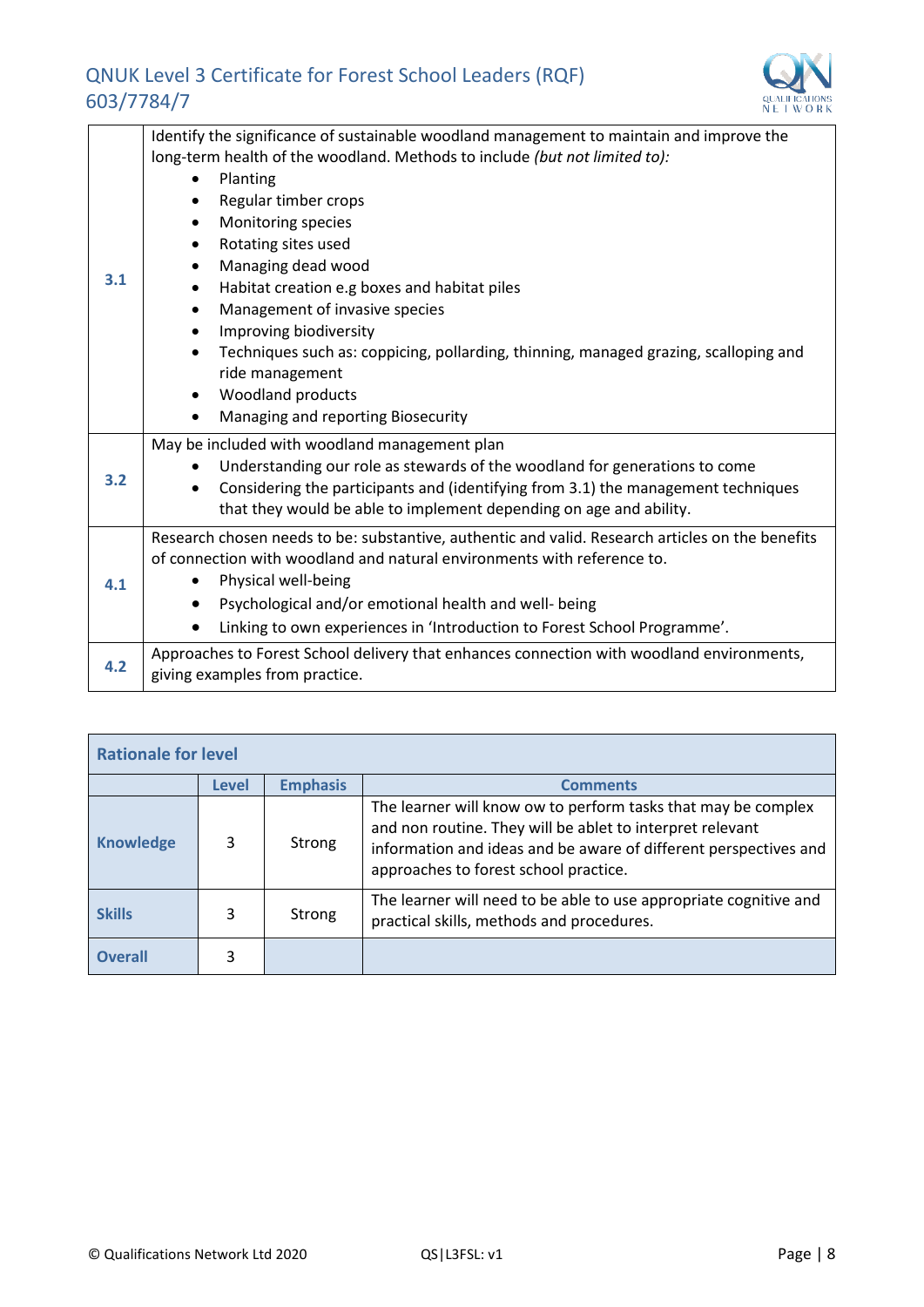| | |
|---|---|
| **3.1** | Identify the significance of sustainable woodland management to maintain and improve the long-term health of the woodland. Methods to include *(but not limited to):*<br>• Planting<br>• Regular timber crops<br>• Monitoring species<br>• Rotating sites used<br>• Managing dead wood<br>• Habitat creation e.g boxes and habitat piles<br>• Management of invasive species<br>• Improving biodiversity<br>• Techniques such as: coppicing, pollarding, thinning, managed grazing, scalloping and ride management<br>• Woodland products<br>• Managing and reporting Biosecurity |
| **3.2** | May be included with woodland management plan<br>• Understanding our role as stewards of the woodland for generations to come<br>• Considering the participants and (identifying from 3.1) the management techniques that they would be able to implement depending on age and ability. |
| **4.1** | Research chosen needs to be: substantive, authentic and valid. Research articles on the benefits of connection with woodland and natural environments with reference to.<br>• Physical well-being<br>• Psychological and/or emotional health and well- being<br>• Linking to own experiences in 'Introduction to Forest School Programme'. |
| **4.2** | Approaches to Forest School delivery that enhances connection with woodland environments, giving examples from practice. |

| **Rationale for level** | | | |
|---|---|---|---|
| | **Level** | **Emphasis** | **Comments** |
| **Knowledge** | 3 | Strong | The learner will know ow to perform tasks that may be complex and non routine. They will be ablet to interpret relevant information and ideas and be aware of different perspectives and approaches to forest school practice. |
| **Skills** | 3 | Strong | The learner will need to be able to use appropriate cognitive and practical skills, methods and procedures. |
| **Overall** | 3 | | |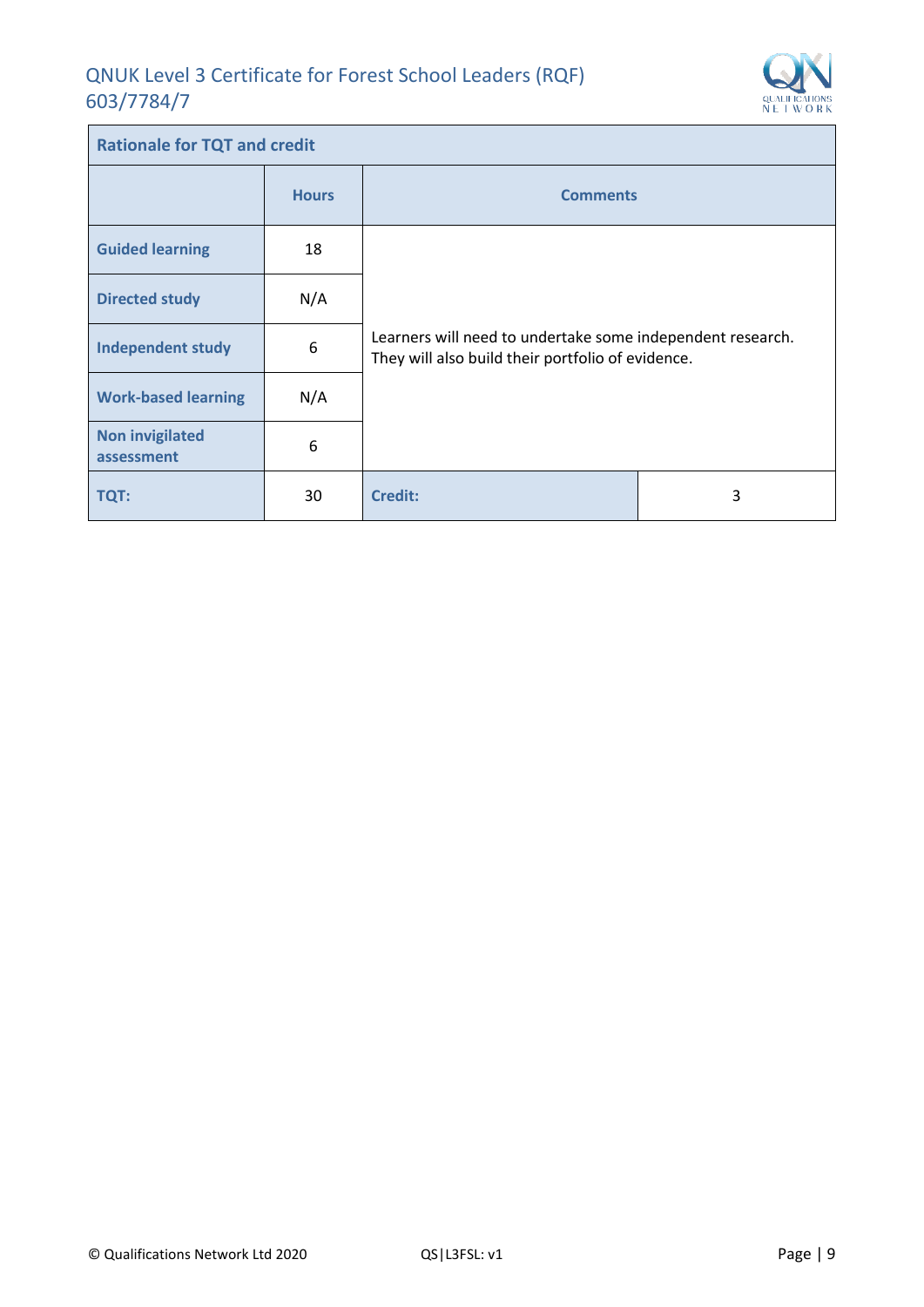| Rationale for TQT and credit | | | |
|---|---|---|---|
| | **Hours** | **Comments** | |
| **Guided learning** | 18 | Learners will need to undertake some independent research. They will also build their portfolio of evidence. | |
| **Directed study** | N/A | | |
| **Independent study** | 6 | | |
| **Work-based learning** | N/A | | |
| **Non invigilated assessment** | 6 | | |
| **TQT:** | 30 | **Credit:** | 3 |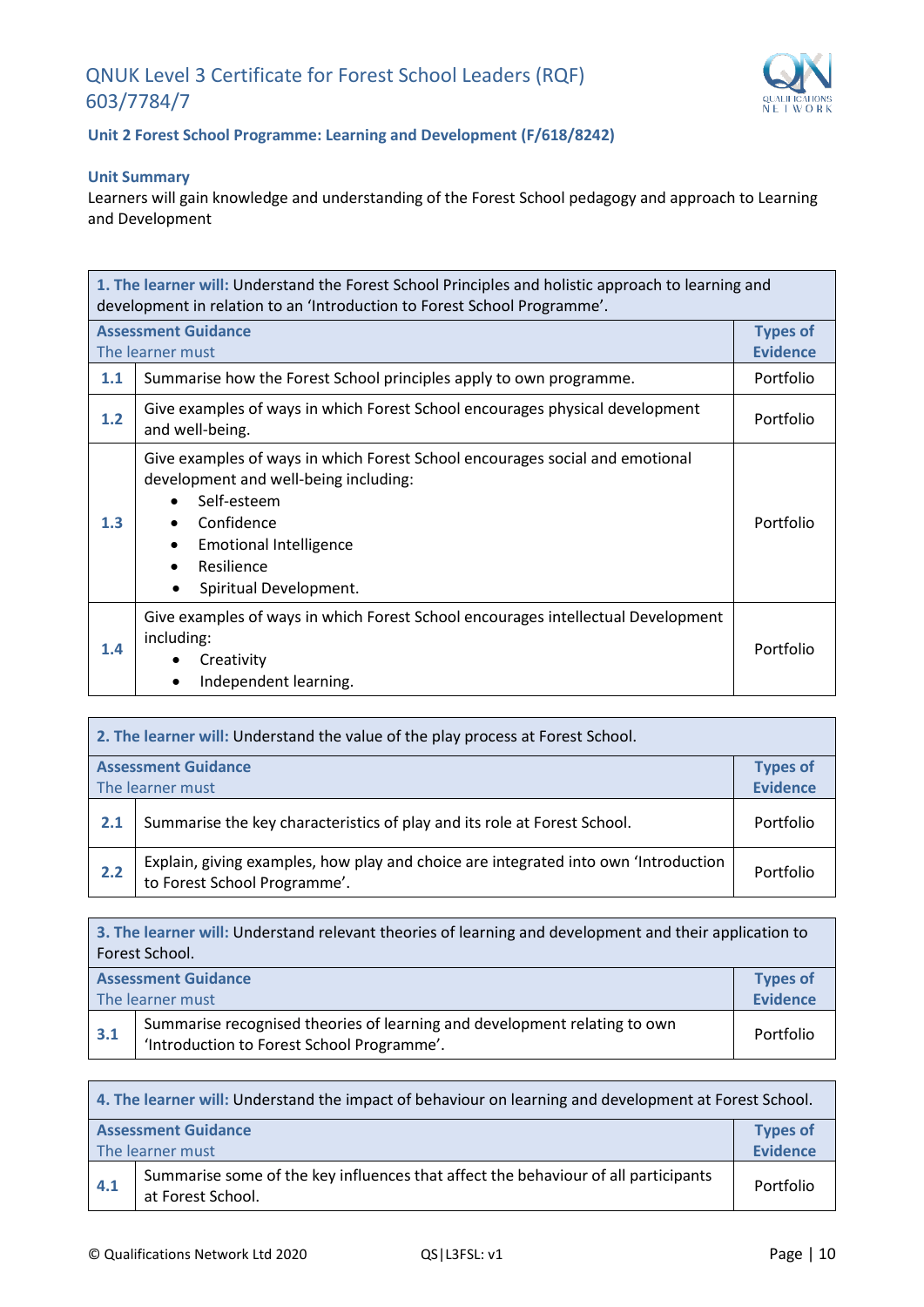# QNUK Level 3 Certificate for Forest School Leaders (RQF) 603/7784/7

## Unit 2 Forest School Programme: Learning and Development (F/618/8242)

### Unit Summary

Learners will gain knowledge and understanding of the Forest School pedagogy and approach to Learning and Development

| **1. The learner will:** Understand the Forest School Principles and holistic approach to learning and development in relation to an 'Introduction to Forest School Programme'. | | |
|---|---|---|
| **Assessment Guidance** The learner must | | **Types of Evidence** |
| **1.1** | Summarise how the Forest School principles apply to own programme. | Portfolio |
| **1.2** | Give examples of ways in which Forest School encourages physical development and well-being. | Portfolio |
| **1.3** | Give examples of ways in which Forest School encourages social and emotional development and well-being including: <br>• Self-esteem <br>• Confidence <br>• Emotional Intelligence <br>• Resilience <br>• Spiritual Development. | Portfolio |
| **1.4** | Give examples of ways in which Forest School encourages intellectual Development including: <br>• Creativity <br>• Independent learning. | Portfolio |

| **2. The learner will:** Understand the value of the play process at Forest School. | | |
|---|---|---|
| **Assessment Guidance** The learner must | | **Types of Evidence** |
| **2.1** | Summarise the key characteristics of play and its role at Forest School. | Portfolio |
| **2.2** | Explain, giving examples, how play and choice are integrated into own 'Introduction to Forest School Programme'. | Portfolio |

| **3. The learner will:** Understand relevant theories of learning and development and their application to Forest School. | | |
|---|---|---|
| **Assessment Guidance** The learner must | | **Types of Evidence** |
| **3.1** | Summarise recognised theories of learning and development relating to own 'Introduction to Forest School Programme'. | Portfolio |

| **4. The learner will:** Understand the impact of behaviour on learning and development at Forest School. | | |
|---|---|---|
| **Assessment Guidance** The learner must | | **Types of Evidence** |
| **4.1** | Summarise some of the key influences that affect the behaviour of all participants at Forest School. | Portfolio |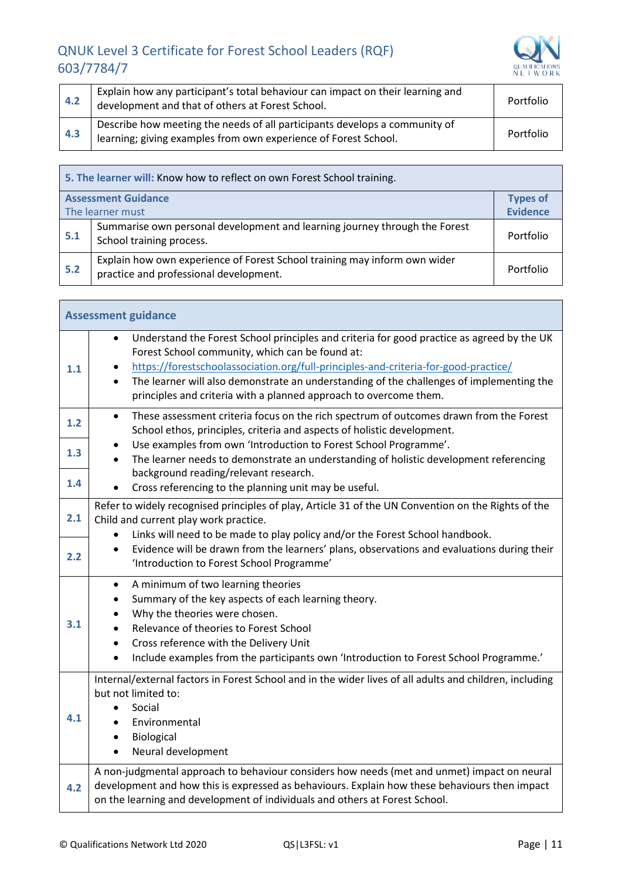| | | |
|---|---|---|
| 4.2 | Explain how any participant's total behaviour can impact on their learning and development and that of others at Forest School. | Portfolio |
| 4.3 | Describe how meeting the needs of all participants develops a community of learning; giving examples from own experience of Forest School. | Portfolio |

| **5. The learner will:** Know how to reflect on own Forest School training. | | |
|---|---|---|
| **Assessment Guidance** The learner must | | **Types of Evidence** |
| 5.1 | Summarise own personal development and learning journey through the Forest School training process. | Portfolio |
| 5.2 | Explain how own experience of Forest School training may inform own wider practice and professional development. | Portfolio |

| **Assessment guidance** | |
|---|---|
| 1.1 | • Understand the Forest School principles and criteria for good practice as agreed by the UK Forest School community, which can be found at: <br> • https://forestschoolassociation.org/full-principles-and-criteria-for-good-practice/ <br> • The learner will also demonstrate an understanding of the challenges of implementing the principles and criteria with a planned approach to overcome them. |
| 1.2 <br> 1.3 <br> 1.4 | • These assessment criteria focus on the rich spectrum of outcomes drawn from the Forest School ethos, principles, criteria and aspects of holistic development. <br> • Use examples from own 'Introduction to Forest School Programme'. <br> • The learner needs to demonstrate an understanding of holistic development referencing background reading/relevant research. <br> • Cross referencing to the planning unit may be useful. |
| 2.1 <br> 2.2 | Refer to widely recognised principles of play, Article 31 of the UN Convention on the Rights of the Child and current play work practice. <br> • Links will need to be made to play policy and/or the Forest School handbook. <br> • Evidence will be drawn from the learners' plans, observations and evaluations during their 'Introduction to Forest School Programme' |
| 3.1 | • A minimum of two learning theories <br> • Summary of the key aspects of each learning theory. <br> • Why the theories were chosen. <br> • Relevance of theories to Forest School <br> • Cross reference with the Delivery Unit <br> • Include examples from the participants own 'Introduction to Forest School Programme.' |
| 4.1 | Internal/external factors in Forest School and in the wider lives of all adults and children, including but not limited to: <br> • Social <br> • Environmental <br> • Biological <br> • Neural development |
| 4.2 | A non-judgmental approach to behaviour considers how needs (met and unmet) impact on neural development and how this is expressed as behaviours. Explain how these behaviours then impact on the learning and development of individuals and others at Forest School. |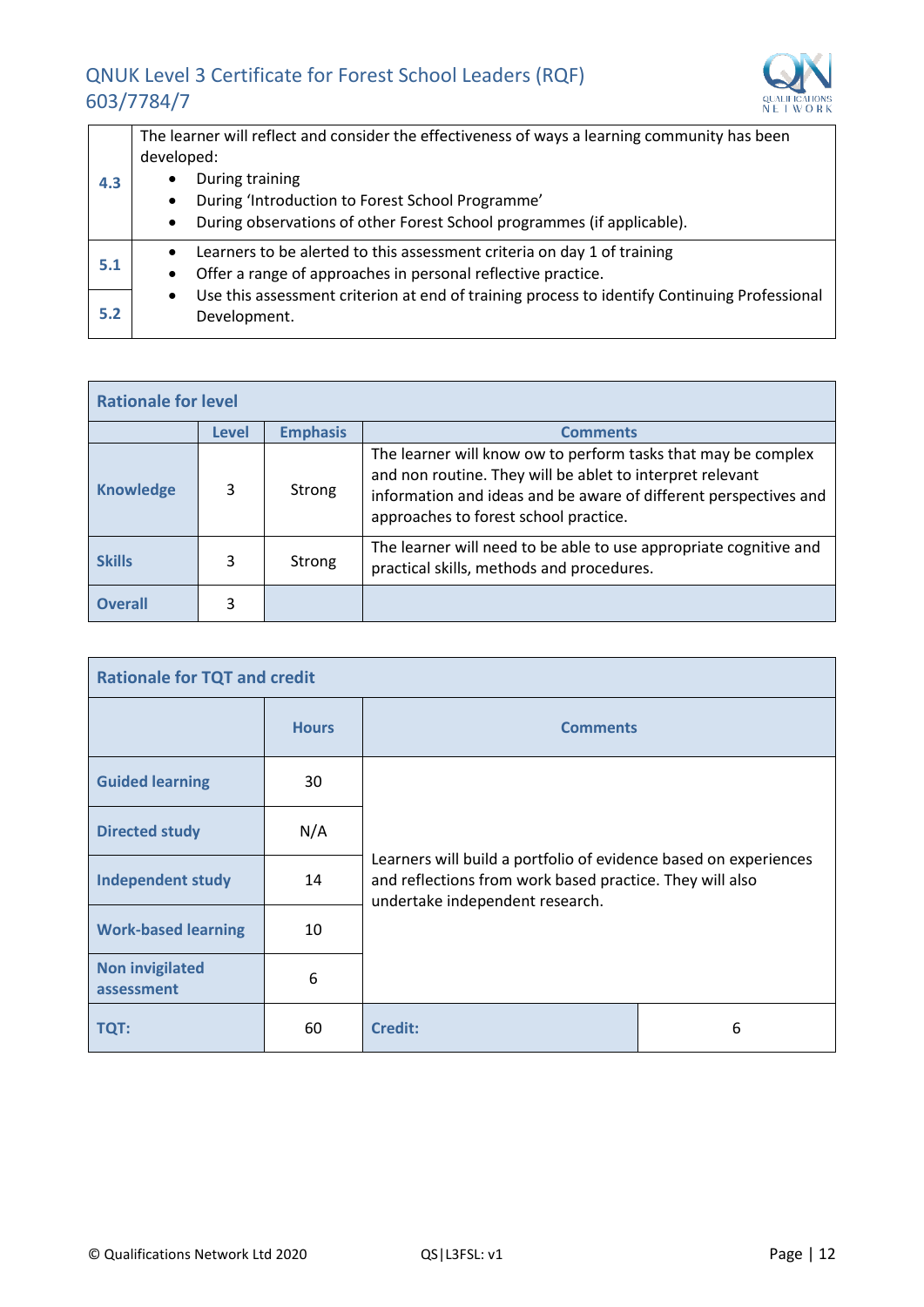| | |
|---|---|
| **4.3** | The learner will reflect and consider the effectiveness of ways a learning community has been developed:<br>• During training<br>• During 'Introduction to Forest School Programme'<br>• During observations of other Forest School programmes (if applicable). |
| **5.1** | • Learners to be alerted to this assessment criteria on day 1 of training<br>• Offer a range of approaches in personal reflective practice.<br>• Use this assessment criterion at end of training process to identify Continuing Professional Development. |
| **5.2** | |

| **Rationale for level** | | | |
|---|---|---|---|
| | **Level** | **Emphasis** | **Comments** |
| **Knowledge** | 3 | Strong | The learner will know ow to perform tasks that may be complex and non routine. They will be ablet to interpret relevant information and ideas and be aware of different perspectives and approaches to forest school practice. |
| **Skills** | 3 | Strong | The learner will need to be able to use appropriate cognitive and practical skills, methods and procedures. |
| **Overall** | 3 | | |

| **Rationale for TQT and credit** | | | |
|---|---|---|---|
| | **Hours** | **Comments** | |
| **Guided learning** | 30 | Learners will build a portfolio of evidence based on experiences and reflections from work based practice. They will also undertake independent research. | |
| **Directed study** | N/A | | |
| **Independent study** | 14 | | |
| **Work-based learning** | 10 | | |
| **Non invigilated assessment** | 6 | | |
| **TQT:** | 60 | **Credit:** | 6 |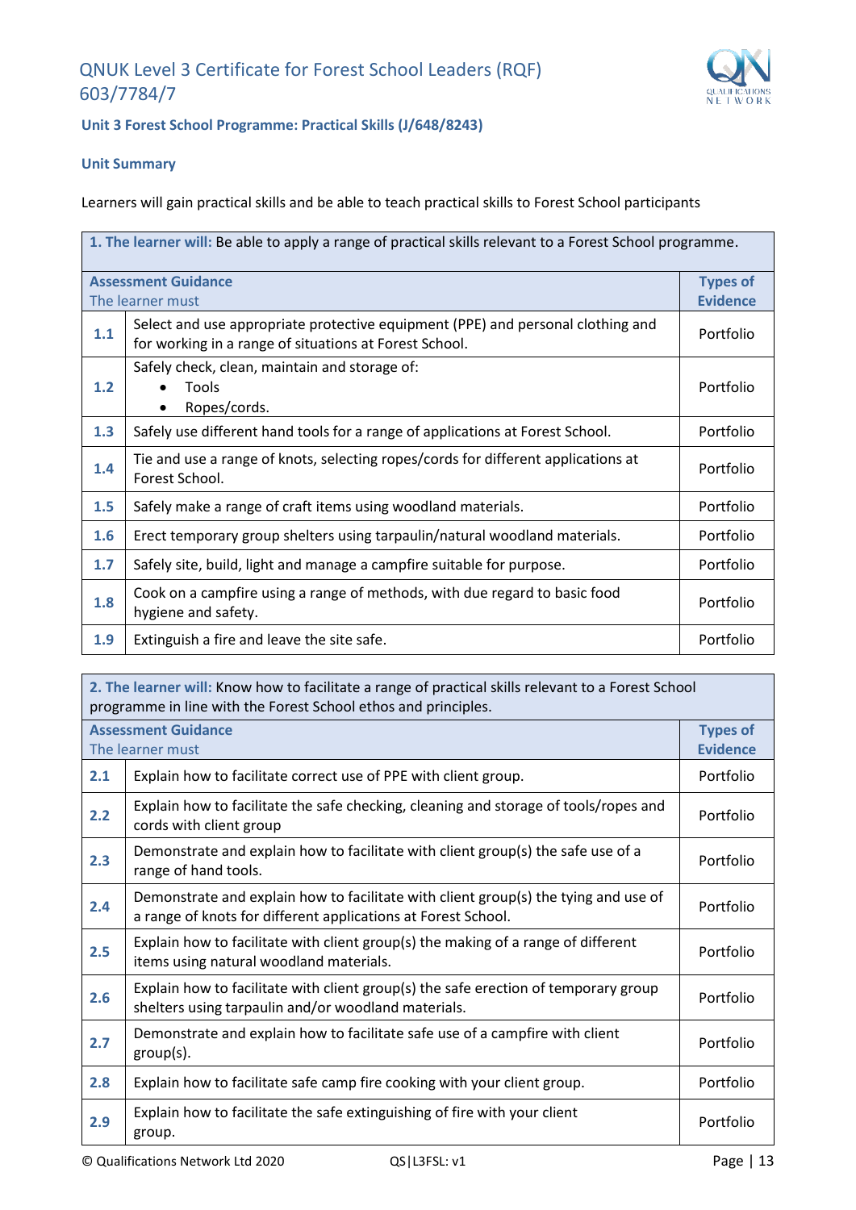# QNUK Level 3 Certificate for Forest School Leaders (RQF) 603/7784/7

## Unit 3 Forest School Programme: Practical Skills (J/648/8243)

### Unit Summary

Learners will gain practical skills and be able to teach practical skills to Forest School participants

| **1. The learner will:** Be able to apply a range of practical skills relevant to a Forest School programme. | | |
|---|---|---|
| **Assessment Guidance**<br>The learner must | | **Types of Evidence** |
| **1.1** | Select and use appropriate protective equipment (PPE) and personal clothing and for working in a range of situations at Forest School. | Portfolio |
| **1.2** | Safely check, clean, maintain and storage of:<br>• Tools<br>• Ropes/cords. | Portfolio |
| **1.3** | Safely use different hand tools for a range of applications at Forest School. | Portfolio |
| **1.4** | Tie and use a range of knots, selecting ropes/cords for different applications at Forest School. | Portfolio |
| **1.5** | Safely make a range of craft items using woodland materials. | Portfolio |
| **1.6** | Erect temporary group shelters using tarpaulin/natural woodland materials. | Portfolio |
| **1.7** | Safely site, build, light and manage a campfire suitable for purpose. | Portfolio |
| **1.8** | Cook on a campfire using a range of methods, with due regard to basic food hygiene and safety. | Portfolio |
| **1.9** | Extinguish a fire and leave the site safe. | Portfolio |

| **2. The learner will:** Know how to facilitate a range of practical skills relevant to a Forest School programme in line with the Forest School ethos and principles. | | |
|---|---|---|
| **Assessment Guidance**<br>The learner must | | **Types of Evidence** |
| **2.1** | Explain how to facilitate correct use of PPE with client group. | Portfolio |
| **2.2** | Explain how to facilitate the safe checking, cleaning and storage of tools/ropes and cords with client group | Portfolio |
| **2.3** | Demonstrate and explain how to facilitate with client group(s) the safe use of a range of hand tools. | Portfolio |
| **2.4** | Demonstrate and explain how to facilitate with client group(s) the tying and use of a range of knots for different applications at Forest School. | Portfolio |
| **2.5** | Explain how to facilitate with client group(s) the making of a range of different items using natural woodland materials. | Portfolio |
| **2.6** | Explain how to facilitate with client group(s) the safe erection of temporary group shelters using tarpaulin and/or woodland materials. | Portfolio |
| **2.7** | Demonstrate and explain how to facilitate safe use of a campfire with client group(s). | Portfolio |
| **2.8** | Explain how to facilitate safe camp fire cooking with your client group. | Portfolio |
| **2.9** | Explain how to facilitate the safe extinguishing of fire with your client group. | Portfolio |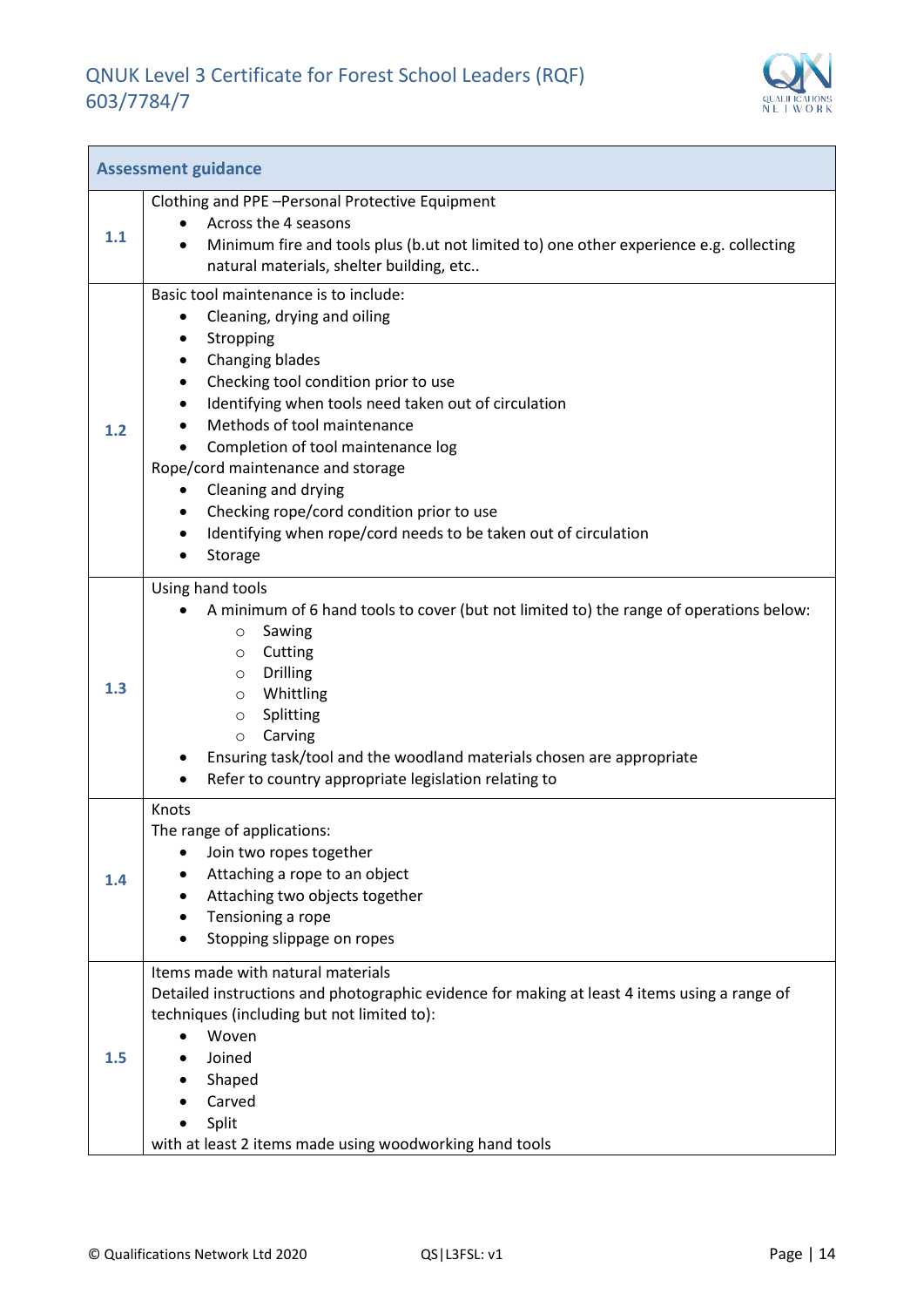| Assessment guidance | |
|---|---|
| **1.1** | Clothing and PPE –Personal Protective Equipment<br>• Across the 4 seasons<br>• Minimum fire and tools plus (b.ut not limited to) one other experience e.g. collecting natural materials, shelter building, etc.. |
| **1.2** | Basic tool maintenance is to include:<br>• Cleaning, drying and oiling<br>• Stropping<br>• Changing blades<br>• Checking tool condition prior to use<br>• Identifying when tools need taken out of circulation<br>• Methods of tool maintenance<br>• Completion of tool maintenance log<br>Rope/cord maintenance and storage<br>• Cleaning and drying<br>• Checking rope/cord condition prior to use<br>• Identifying when rope/cord needs to be taken out of circulation<br>• Storage |
| **1.3** | Using hand tools<br>• A minimum of 6 hand tools to cover (but not limited to) the range of operations below:<br>&nbsp;&nbsp;&nbsp;&nbsp;○ Sawing<br>&nbsp;&nbsp;&nbsp;&nbsp;○ Cutting<br>&nbsp;&nbsp;&nbsp;&nbsp;○ Drilling<br>&nbsp;&nbsp;&nbsp;&nbsp;○ Whittling<br>&nbsp;&nbsp;&nbsp;&nbsp;○ Splitting<br>&nbsp;&nbsp;&nbsp;&nbsp;○ Carving<br>• Ensuring task/tool and the woodland materials chosen are appropriate<br>• Refer to country appropriate legislation relating to |
| **1.4** | Knots<br>The range of applications:<br>• Join two ropes together<br>• Attaching a rope to an object<br>• Attaching two objects together<br>• Tensioning a rope<br>• Stopping slippage on ropes |
| **1.5** | Items made with natural materials<br>Detailed instructions and photographic evidence for making at least 4 items using a range of techniques (including but not limited to):<br>• Woven<br>• Joined<br>• Shaped<br>• Carved<br>• Split<br>with at least 2 items made using woodworking hand tools |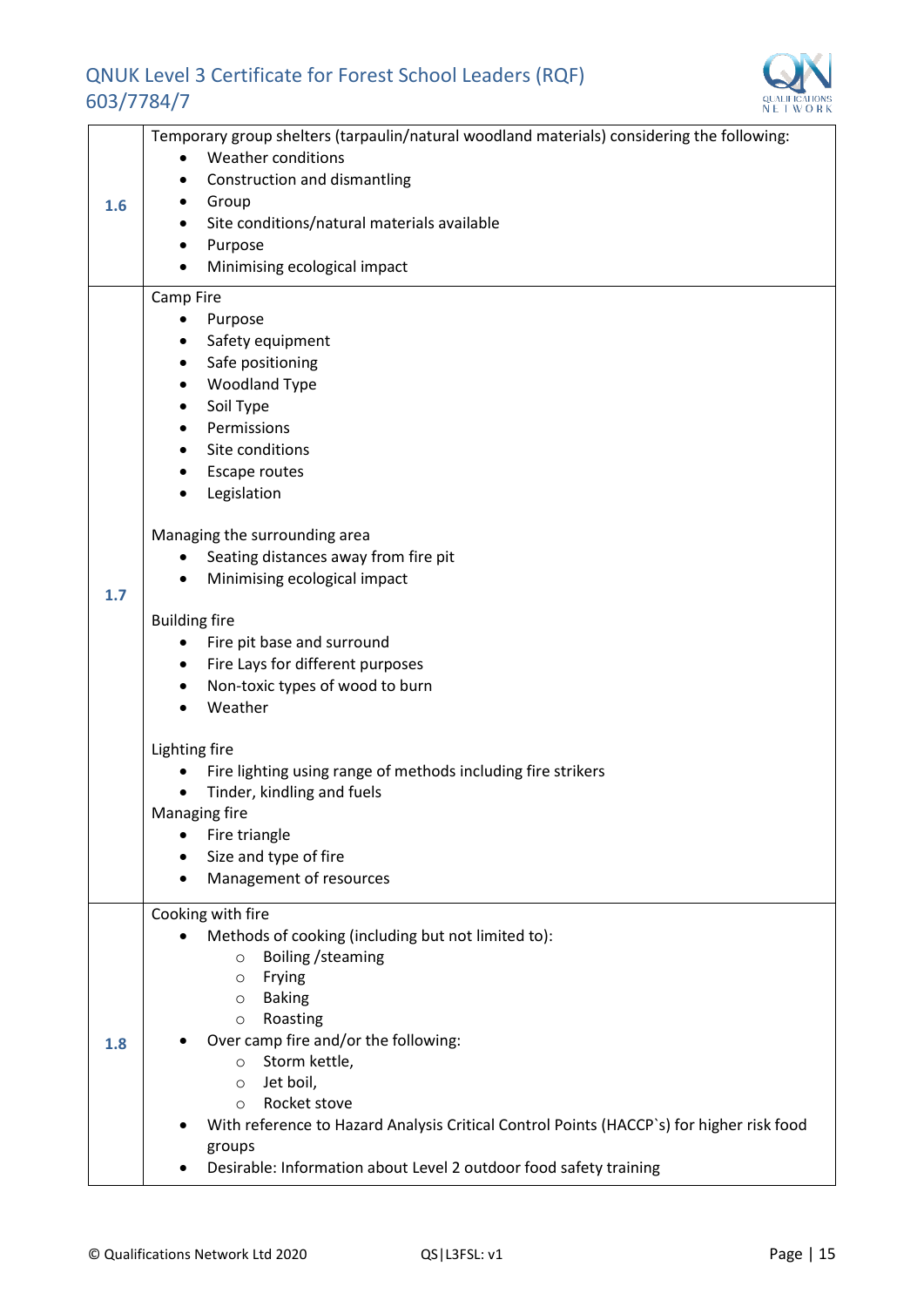| | |
|---|---|
| **1.6** | Temporary group shelters (tarpaulin/natural woodland materials) considering the following:<br>• Weather conditions<br>• Construction and dismantling<br>• Group<br>• Site conditions/natural materials available<br>• Purpose<br>• Minimising ecological impact |
| **1.7** | Camp Fire<br>• Purpose<br>• Safety equipment<br>• Safe positioning<br>• Woodland Type<br>• Soil Type<br>• Permissions<br>• Site conditions<br>• Escape routes<br>• Legislation<br><br>Managing the surrounding area<br>• Seating distances away from fire pit<br>• Minimising ecological impact<br><br>Building fire<br>• Fire pit base and surround<br>• Fire Lays for different purposes<br>• Non-toxic types of wood to burn<br>• Weather<br><br>Lighting fire<br>• Fire lighting using range of methods including fire strikers<br>• Tinder, kindling and fuels<br>Managing fire<br>• Fire triangle<br>• Size and type of fire<br>• Management of resources |
| **1.8** | Cooking with fire<br>• Methods of cooking (including but not limited to):<br>  ○ Boiling /steaming<br>  ○ Frying<br>  ○ Baking<br>  ○ Roasting<br>• Over camp fire and/or the following:<br>  ○ Storm kettle,<br>  ○ Jet boil,<br>  ○ Rocket stove<br>• With reference to Hazard Analysis Critical Control Points (HACCP`s) for higher risk food groups<br>• Desirable: Information about Level 2 outdoor food safety training |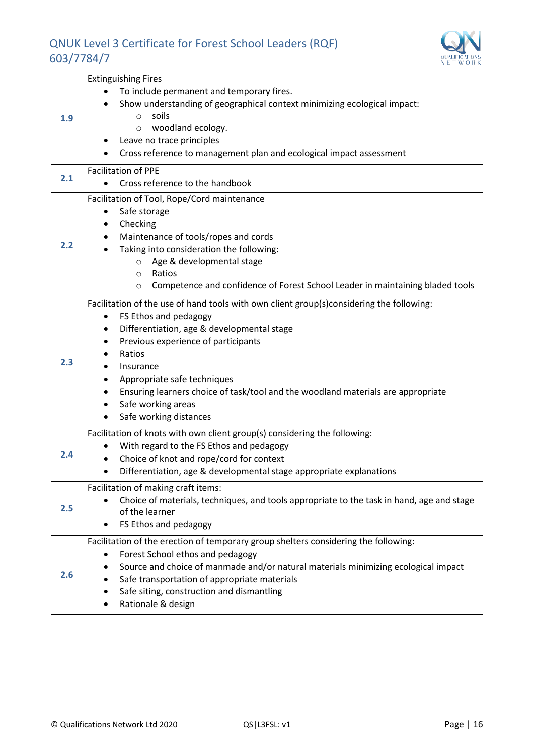| | |
|---|---|
| **1.9** | Extinguishing Fires<br>• To include permanent and temporary fires.<br>• Show understanding of geographical context minimizing ecological impact:<br>  ○ soils<br>  ○ woodland ecology.<br>• Leave no trace principles<br>• Cross reference to management plan and ecological impact assessment |
| **2.1** | Facilitation of PPE<br>• Cross reference to the handbook |
| **2.2** | Facilitation of Tool, Rope/Cord maintenance<br>• Safe storage<br>• Checking<br>• Maintenance of tools/ropes and cords<br>• Taking into consideration the following:<br>  ○ Age & developmental stage<br>  ○ Ratios<br>  ○ Competence and confidence of Forest School Leader in maintaining bladed tools |
| **2.3** | Facilitation of the use of hand tools with own client group(s)considering the following:<br>• FS Ethos and pedagogy<br>• Differentiation, age & developmental stage<br>• Previous experience of participants<br>• Ratios<br>• Insurance<br>• Appropriate safe techniques<br>• Ensuring learners choice of task/tool and the woodland materials are appropriate<br>• Safe working areas<br>• Safe working distances |
| **2.4** | Facilitation of knots with own client group(s) considering the following:<br>• With regard to the FS Ethos and pedagogy<br>• Choice of knot and rope/cord for context<br>• Differentiation, age & developmental stage appropriate explanations |
| **2.5** | Facilitation of making craft items:<br>• Choice of materials, techniques, and tools appropriate to the task in hand, age and stage of the learner<br>• FS Ethos and pedagogy |
| **2.6** | Facilitation of the erection of temporary group shelters considering the following:<br>• Forest School ethos and pedagogy<br>• Source and choice of manmade and/or natural materials minimizing ecological impact<br>• Safe transportation of appropriate materials<br>• Safe siting, construction and dismantling<br>• Rationale & design |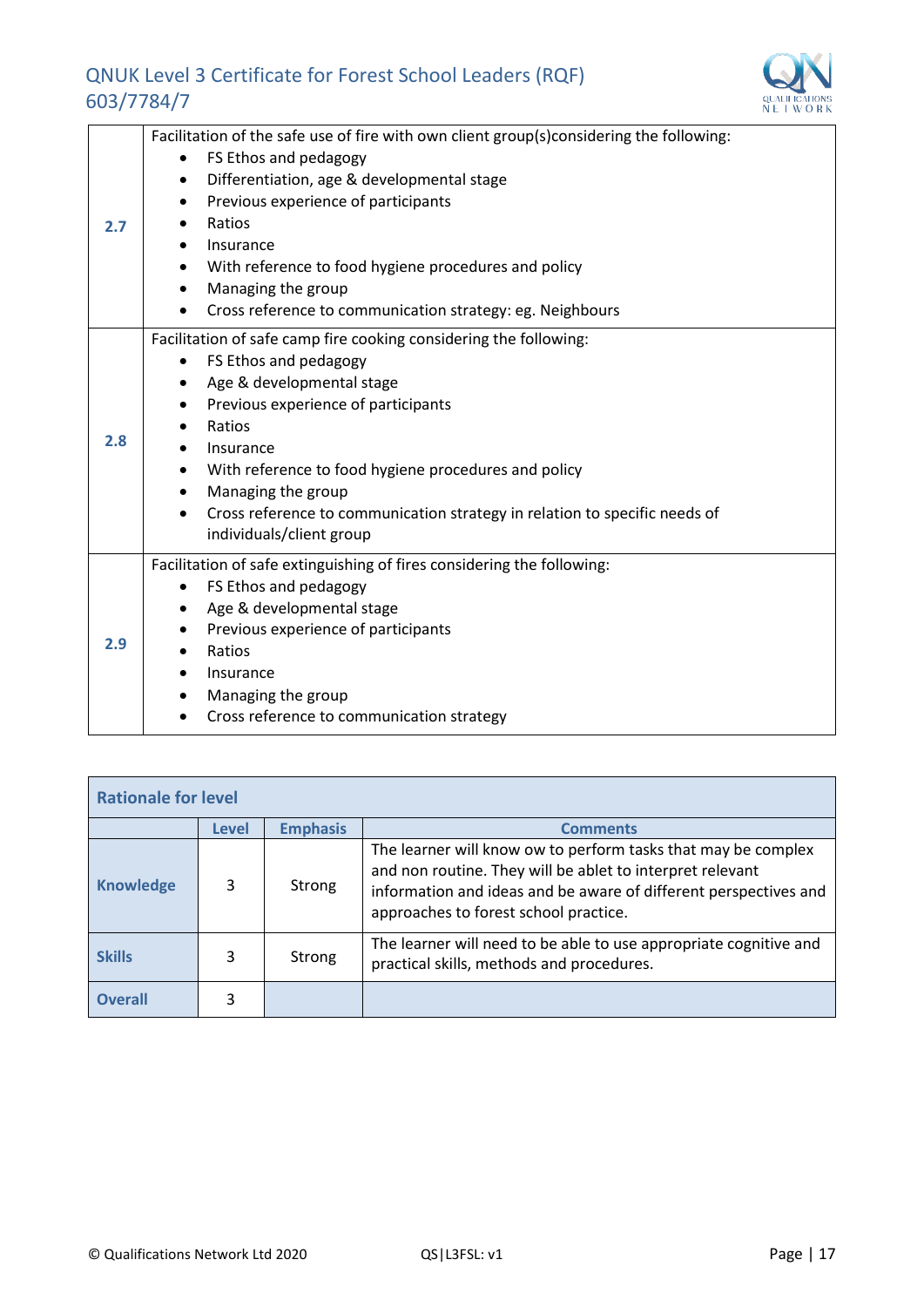| | |
|---|---|
| **2.7** | Facilitation of the safe use of fire with own client group(s)considering the following:<br>• FS Ethos and pedagogy<br>• Differentiation, age & developmental stage<br>• Previous experience of participants<br>• Ratios<br>• Insurance<br>• With reference to food hygiene procedures and policy<br>• Managing the group<br>• Cross reference to communication strategy: eg. Neighbours |
| **2.8** | Facilitation of safe camp fire cooking considering the following:<br>• FS Ethos and pedagogy<br>• Age & developmental stage<br>• Previous experience of participants<br>• Ratios<br>• Insurance<br>• With reference to food hygiene procedures and policy<br>• Managing the group<br>• Cross reference to communication strategy in relation to specific needs of individuals/client group |
| **2.9** | Facilitation of safe extinguishing of fires considering the following:<br>• FS Ethos and pedagogy<br>• Age & developmental stage<br>• Previous experience of participants<br>• Ratios<br>• Insurance<br>• Managing the group<br>• Cross reference to communication strategy |

| Rationale for level | | | |
|---|---|---|---|
| | **Level** | **Emphasis** | **Comments** |
| **Knowledge** | 3 | Strong | The learner will know ow to perform tasks that may be complex and non routine. They will be ablet to interpret relevant information and ideas and be aware of different perspectives and approaches to forest school practice. |
| **Skills** | 3 | Strong | The learner will need to be able to use appropriate cognitive and practical skills, methods and procedures. |
| **Overall** | 3 | | |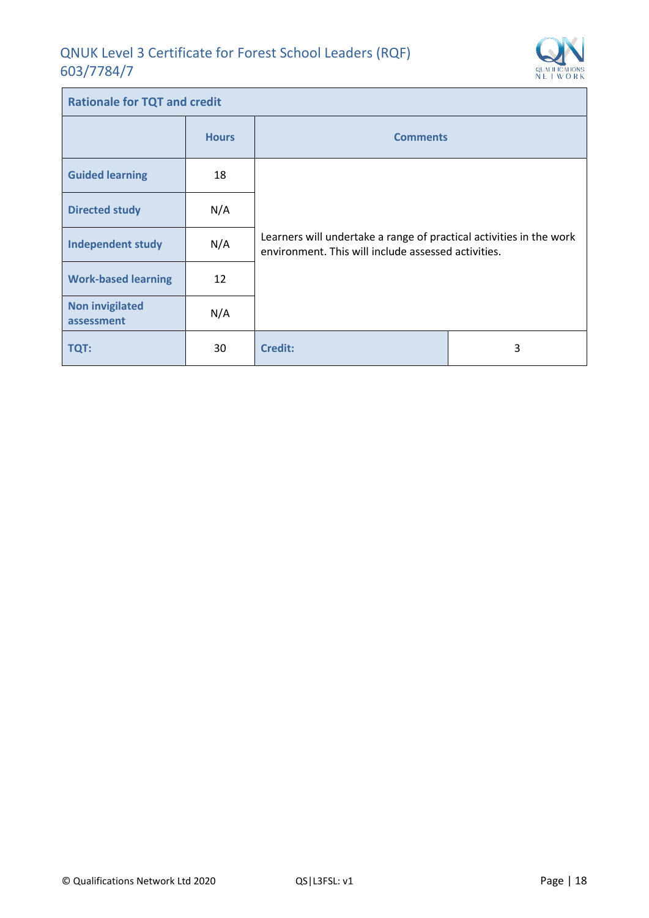| Rationale for TQT and credit | | | |
|---|---|---|---|
| | **Hours** | **Comments** | |
| **Guided learning** | 18 | Learners will undertake a range of practical activities in the work environment. This will include assessed activities. | |
| **Directed study** | N/A | | |
| **Independent study** | N/A | | |
| **Work-based learning** | 12 | | |
| **Non invigilated assessment** | N/A | | |
| **TQT:** | 30 | **Credit:** | 3 |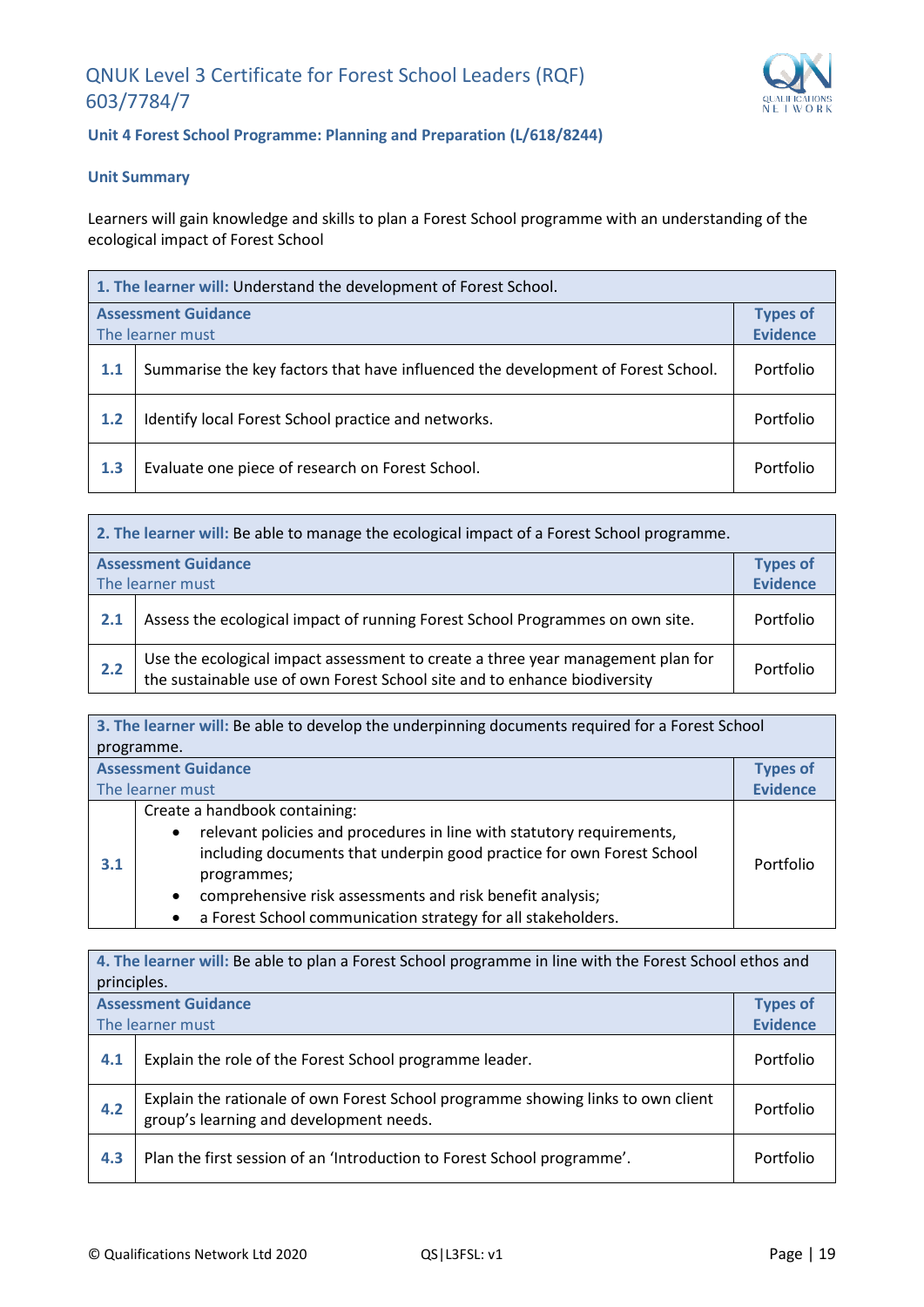# QNUK Level 3 Certificate for Forest School Leaders (RQF) 603/7784/7

## Unit 4 Forest School Programme: Planning and Preparation (L/618/8244)

### Unit Summary

Learners will gain knowledge and skills to plan a Forest School programme with an understanding of the ecological impact of Forest School

| **1. The learner will:** Understand the development of Forest School. | | |
|---|---|---|
| **Assessment Guidance** The learner must | | **Types of Evidence** |
| **1.1** | Summarise the key factors that have influenced the development of Forest School. | Portfolio |
| **1.2** | Identify local Forest School practice and networks. | Portfolio |
| **1.3** | Evaluate one piece of research on Forest School. | Portfolio |

| **2. The learner will:** Be able to manage the ecological impact of a Forest School programme. | | |
|---|---|---|
| **Assessment Guidance** The learner must | | **Types of Evidence** |
| **2.1** | Assess the ecological impact of running Forest School Programmes on own site. | Portfolio |
| **2.2** | Use the ecological impact assessment to create a three year management plan for the sustainable use of own Forest School site and to enhance biodiversity | Portfolio |

| **3. The learner will:** Be able to develop the underpinning documents required for a Forest School programme. | | |
|---|---|---|
| **Assessment Guidance** The learner must | | **Types of Evidence** |
| **3.1** | Create a handbook containing: <br>• relevant policies and procedures in line with statutory requirements, including documents that underpin good practice for own Forest School programmes; <br>• comprehensive risk assessments and risk benefit analysis; <br>• a Forest School communication strategy for all stakeholders. | Portfolio |

| **4. The learner will:** Be able to plan a Forest School programme in line with the Forest School ethos and principles. | | |
|---|---|---|
| **Assessment Guidance** The learner must | | **Types of Evidence** |
| **4.1** | Explain the role of the Forest School programme leader. | Portfolio |
| **4.2** | Explain the rationale of own Forest School programme showing links to own client group's learning and development needs. | Portfolio |
| **4.3** | Plan the first session of an 'Introduction to Forest School programme'. | Portfolio |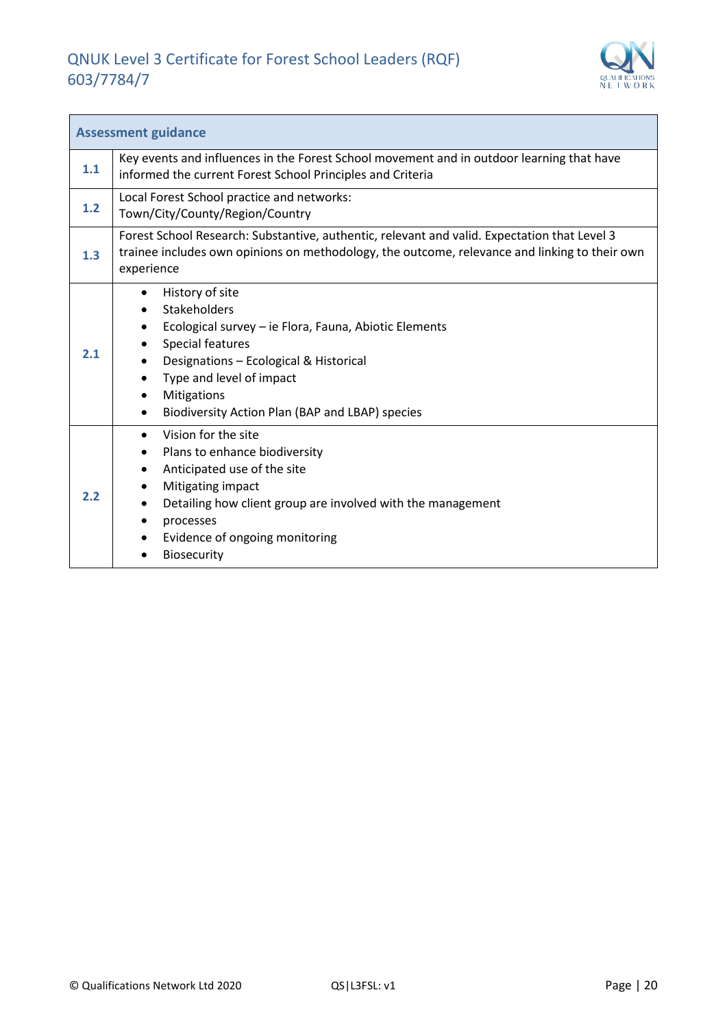| Assessment guidance | |
|---|---|
| 1.1 | Key events and influences in the Forest School movement and in outdoor learning that have informed the current Forest School Principles and Criteria |
| 1.2 | Local Forest School practice and networks: Town/City/County/Region/Country |
| 1.3 | Forest School Research: Substantive, authentic, relevant and valid. Expectation that Level 3 trainee includes own opinions on methodology, the outcome, relevance and linking to their own experience |
| 2.1 | • History of site<br>• Stakeholders<br>• Ecological survey – ie Flora, Fauna, Abiotic Elements<br>• Special features<br>• Designations – Ecological & Historical<br>• Type and level of impact<br>• Mitigations<br>• Biodiversity Action Plan (BAP and LBAP) species |
| 2.2 | • Vision for the site<br>• Plans to enhance biodiversity<br>• Anticipated use of the site<br>• Mitigating impact<br>• Detailing how client group are involved with the management<br>• processes<br>• Evidence of ongoing monitoring<br>• Biosecurity |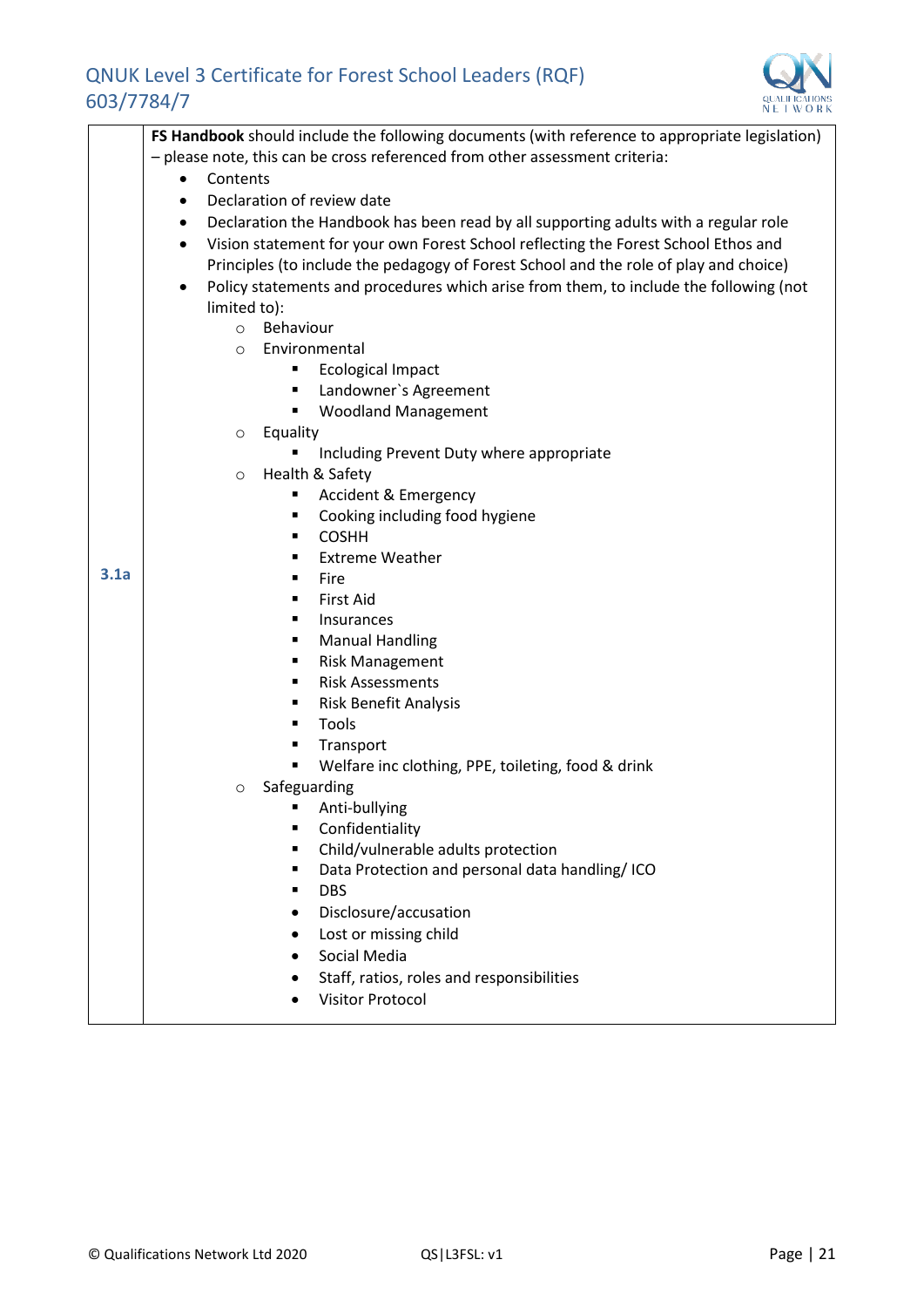| | |
|---|---|
| 3.1a | **FS Handbook** should include the following documents (with reference to appropriate legislation) – please note, this can be cross referenced from other assessment criteria:<br>• Contents<br>• Declaration of review date<br>• Declaration the Handbook has been read by all supporting adults with a regular role<br>• Vision statement for your own Forest School reflecting the Forest School Ethos and Principles (to include the pedagogy of Forest School and the role of play and choice)<br>• Policy statements and procedures which arise from them, to include the following (not limited to):<br>  ○ Behaviour<br>  ○ Environmental<br>    ▪ Ecological Impact<br>    ▪ Landowner`s Agreement<br>    ▪ Woodland Management<br>  ○ Equality<br>    ▪ Including Prevent Duty where appropriate<br>  ○ Health & Safety<br>    ▪ Accident & Emergency<br>    ▪ Cooking including food hygiene<br>    ▪ COSHH<br>    ▪ Extreme Weather<br>    ▪ Fire<br>    ▪ First Aid<br>    ▪ Insurances<br>    ▪ Manual Handling<br>    ▪ Risk Management<br>    ▪ Risk Assessments<br>    ▪ Risk Benefit Analysis<br>    ▪ Tools<br>    ▪ Transport<br>    ▪ Welfare inc clothing, PPE, toileting, food & drink<br>  ○ Safeguarding<br>    ▪ Anti-bullying<br>    ▪ Confidentiality<br>    ▪ Child/vulnerable adults protection<br>    ▪ Data Protection and personal data handling/ ICO<br>    ▪ DBS<br>    • Disclosure/accusation<br>    • Lost or missing child<br>    • Social Media<br>    • Staff, ratios, roles and responsibilities<br>    • Visitor Protocol |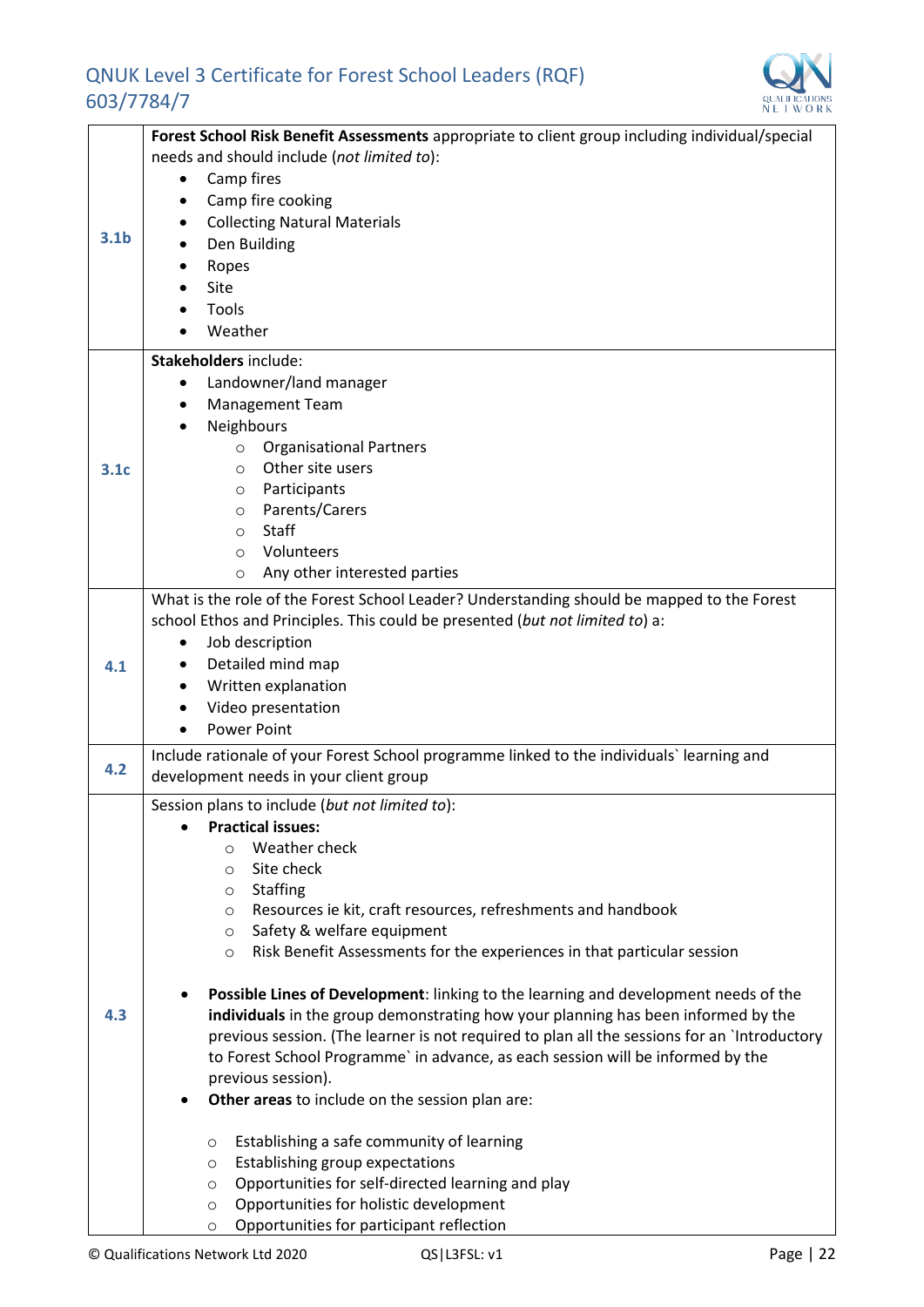| | |
|---|---|
| **3.1b** | **Forest School Risk Benefit Assessments** appropriate to client group including individual/special needs and should include (*not limited to*):<br>• Camp fires<br>• Camp fire cooking<br>• Collecting Natural Materials<br>• Den Building<br>• Ropes<br>• Site<br>• Tools<br>• Weather |
| **3.1c** | **Stakeholders** include:<br>• Landowner/land manager<br>• Management Team<br>• Neighbours<br>&nbsp;&nbsp;&nbsp;&nbsp;○ Organisational Partners<br>&nbsp;&nbsp;&nbsp;&nbsp;○ Other site users<br>&nbsp;&nbsp;&nbsp;&nbsp;○ Participants<br>&nbsp;&nbsp;&nbsp;&nbsp;○ Parents/Carers<br>&nbsp;&nbsp;&nbsp;&nbsp;○ Staff<br>&nbsp;&nbsp;&nbsp;&nbsp;○ Volunteers<br>&nbsp;&nbsp;&nbsp;&nbsp;○ Any other interested parties |
| **4.1** | What is the role of the Forest School Leader? Understanding should be mapped to the Forest school Ethos and Principles. This could be presented (*but not limited to*) a:<br>• Job description<br>• Detailed mind map<br>• Written explanation<br>• Video presentation<br>• Power Point |
| **4.2** | Include rationale of your Forest School programme linked to the individuals` learning and development needs in your client group |
| **4.3** | Session plans to include (*but not limited to*):<br>• **Practical issues:**<br>&nbsp;&nbsp;&nbsp;&nbsp;○ Weather check<br>&nbsp;&nbsp;&nbsp;&nbsp;○ Site check<br>&nbsp;&nbsp;&nbsp;&nbsp;○ Staffing<br>&nbsp;&nbsp;&nbsp;&nbsp;○ Resources ie kit, craft resources, refreshments and handbook<br>&nbsp;&nbsp;&nbsp;&nbsp;○ Safety & welfare equipment<br>&nbsp;&nbsp;&nbsp;&nbsp;○ Risk Benefit Assessments for the experiences in that particular session<br><br>• **Possible Lines of Development**: linking to the learning and development needs of the **individuals** in the group demonstrating how your planning has been informed by the previous session. (The learner is not required to plan all the sessions for an `Introductory to Forest School Programme` in advance, as each session will be informed by the previous session).<br>• **Other areas** to include on the session plan are:<br><br>&nbsp;&nbsp;&nbsp;&nbsp;○ Establishing a safe community of learning<br>&nbsp;&nbsp;&nbsp;&nbsp;○ Establishing group expectations<br>&nbsp;&nbsp;&nbsp;&nbsp;○ Opportunities for self-directed learning and play<br>&nbsp;&nbsp;&nbsp;&nbsp;○ Opportunities for holistic development<br>&nbsp;&nbsp;&nbsp;&nbsp;○ Opportunities for participant reflection |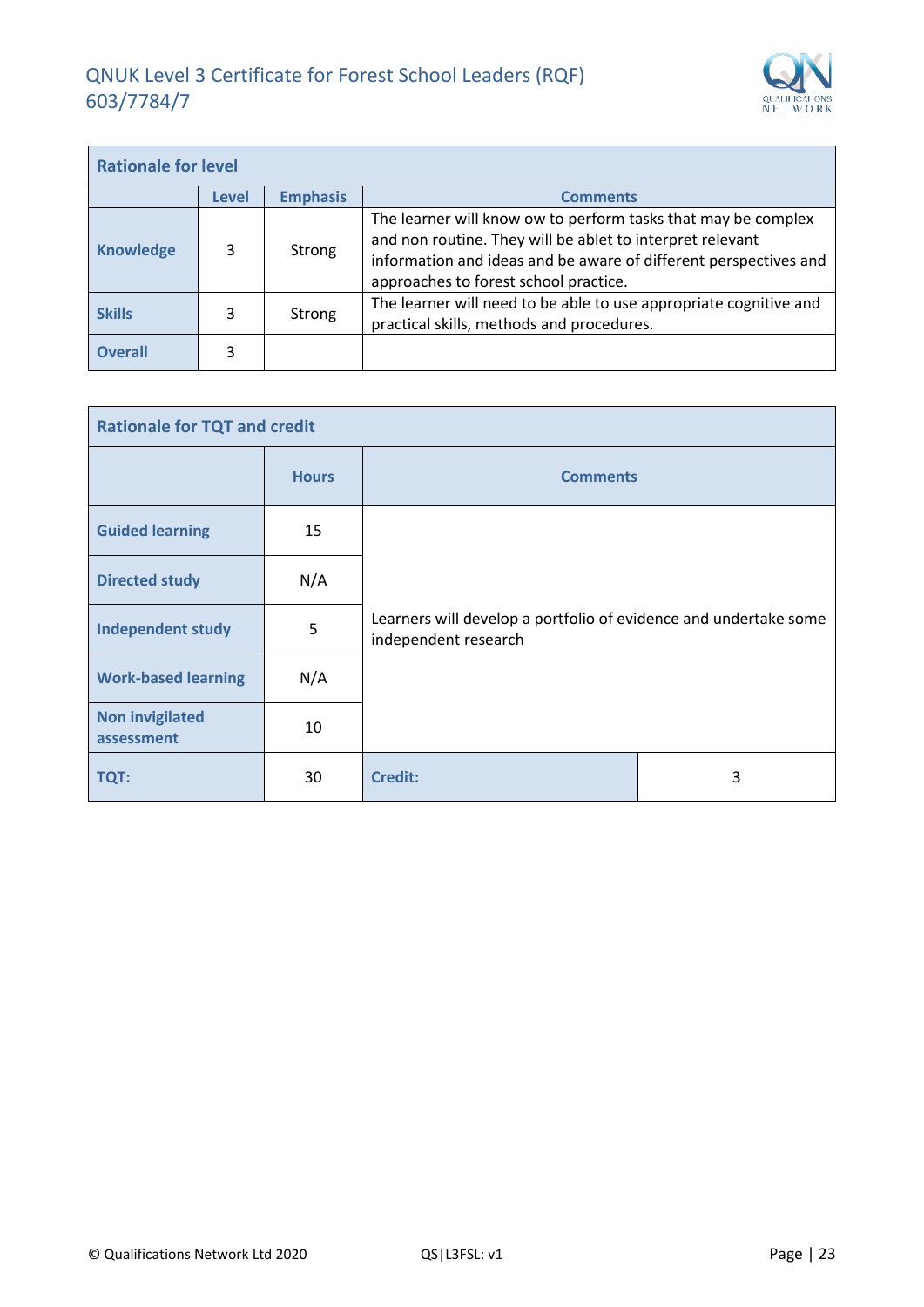| Rationale for level | | | |
|---|---|---|---|
| | **Level** | **Emphasis** | **Comments** |
| **Knowledge** | 3 | Strong | The learner will know ow to perform tasks that may be complex and non routine. They will be ablet to interpret relevant information and ideas and be aware of different perspectives and approaches to forest school practice. |
| **Skills** | 3 | Strong | The learner will need to be able to use appropriate cognitive and practical skills, methods and procedures. |
| **Overall** | 3 | | |

| Rationale for TQT and credit | | | |
|---|---|---|---|
| | **Hours** | **Comments** | |
| **Guided learning** | 15 | Learners will develop a portfolio of evidence and undertake some independent research | |
| **Directed study** | N/A | | |
| **Independent study** | 5 | | |
| **Work-based learning** | N/A | | |
| **Non invigilated assessment** | 10 | | |
| **TQT:** | 30 | **Credit:** | 3 |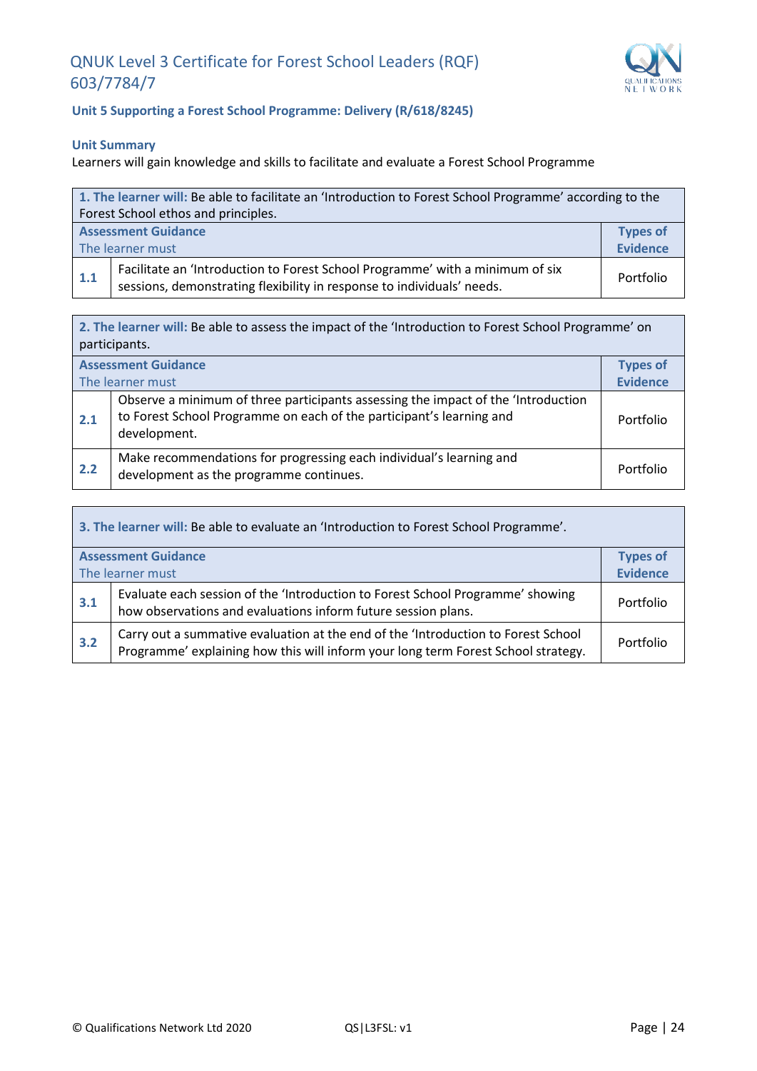## Unit 5 Supporting a Forest School Programme: Delivery (R/618/8245)

### Unit Summary

Learners will gain knowledge and skills to facilitate and evaluate a Forest School Programme

| **1. The learner will:** Be able to facilitate an 'Introduction to Forest School Programme' according to the Forest School ethos and principles. | | |
|---|---|---|
| **Assessment Guidance**<br>The learner must | | **Types of Evidence** |
| **1.1** | Facilitate an 'Introduction to Forest School Programme' with a minimum of six sessions, demonstrating flexibility in response to individuals' needs. | Portfolio |

| **2. The learner will:** Be able to assess the impact of the 'Introduction to Forest School Programme' on participants. | | |
|---|---|---|
| **Assessment Guidance**<br>The learner must | | **Types of Evidence** |
| **2.1** | Observe a minimum of three participants assessing the impact of the 'Introduction to Forest School Programme on each of the participant's learning and development. | Portfolio |
| **2.2** | Make recommendations for progressing each individual's learning and development as the programme continues. | Portfolio |

| **3. The learner will:** Be able to evaluate an 'Introduction to Forest School Programme'. | | |
|---|---|---|
| **Assessment Guidance**<br>The learner must | | **Types of Evidence** |
| **3.1** | Evaluate each session of the 'Introduction to Forest School Programme' showing how observations and evaluations inform future session plans. | Portfolio |
| **3.2** | Carry out a summative evaluation at the end of the 'Introduction to Forest School Programme' explaining how this will inform your long term Forest School strategy. | Portfolio |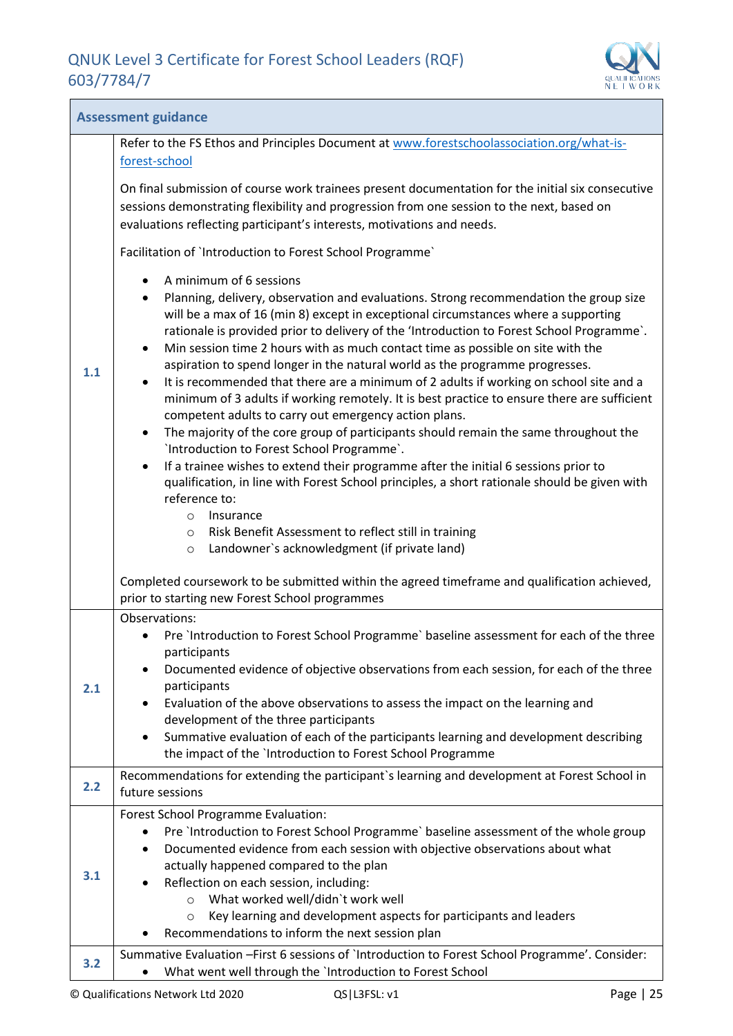| Assessment guidance | |
|---|---|
| 1.1 | Refer to the FS Ethos and Principles Document at www.forestschoolassociation.org/what-is-forest-school<br><br>On final submission of course work trainees present documentation for the initial six consecutive sessions demonstrating flexibility and progression from one session to the next, based on evaluations reflecting participant's interests, motivations and needs.<br><br>Facilitation of `Introduction to Forest School Programme`<br><br>• A minimum of 6 sessions<br>• Planning, delivery, observation and evaluations. Strong recommendation the group size will be a max of 16 (min 8) except in exceptional circumstances where a supporting rationale is provided prior to delivery of the 'Introduction to Forest School Programme`.<br>• Min session time 2 hours with as much contact time as possible on site with the aspiration to spend longer in the natural world as the programme progresses.<br>• It is recommended that there are a minimum of 2 adults if working on school site and a minimum of 3 adults if working remotely. It is best practice to ensure there are sufficient competent adults to carry out emergency action plans.<br>• The majority of the core group of participants should remain the same throughout the `Introduction to Forest School Programme`.<br>• If a trainee wishes to extend their programme after the initial 6 sessions prior to qualification, in line with Forest School principles, a short rationale should be given with reference to:<br>  ○ Insurance<br>  ○ Risk Benefit Assessment to reflect still in training<br>  ○ Landowner`s acknowledgment (if private land)<br><br>Completed coursework to be submitted within the agreed timeframe and qualification achieved, prior to starting new Forest School programmes |
| 2.1 | Observations:<br>• Pre `Introduction to Forest School Programme` baseline assessment for each of the three participants<br>• Documented evidence of objective observations from each session, for each of the three participants<br>• Evaluation of the above observations to assess the impact on the learning and development of the three participants<br>• Summative evaluation of each of the participants learning and development describing the impact of the `Introduction to Forest School Programme |
| 2.2 | Recommendations for extending the participant`s learning and development at Forest School in future sessions |
| 3.1 | Forest School Programme Evaluation:<br>• Pre `Introduction to Forest School Programme` baseline assessment of the whole group<br>• Documented evidence from each session with objective observations about what actually happened compared to the plan<br>• Reflection on each session, including:<br>  ○ What worked well/didn`t work well<br>  ○ Key learning and development aspects for participants and leaders<br>• Recommendations to inform the next session plan |
| 3.2 | Summative Evaluation –First 6 sessions of `Introduction to Forest School Programme'. Consider:<br>• What went well through the `Introduction to Forest School |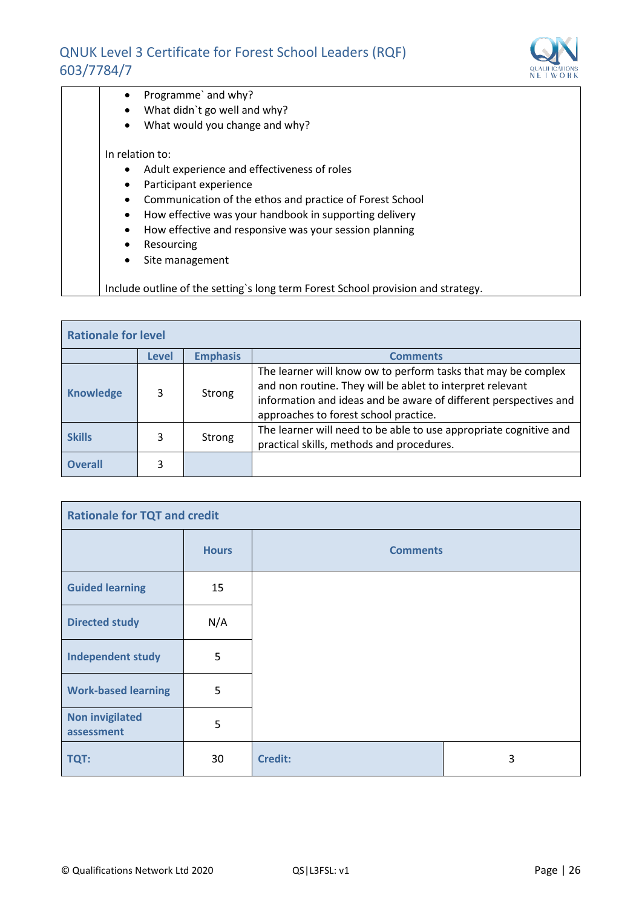| | |
|---|---|
| | • Programme` and why?<br>• What didn`t go well and why?<br>• What would you change and why?<br><br>In relation to:<br>• Adult experience and effectiveness of roles<br>• Participant experience<br>• Communication of the ethos and practice of Forest School<br>• How effective was your handbook in supporting delivery<br>• How effective and responsive was your session planning<br>• Resourcing<br>• Site management<br><br>Include outline of the setting`s long term Forest School provision and strategy. |

| Rationale for level | | | |
|---|---|---|---|
| | **Level** | **Emphasis** | **Comments** |
| **Knowledge** | 3 | Strong | The learner will know ow to perform tasks that may be complex and non routine. They will be ablet to interpret relevant information and ideas and be aware of different perspectives and approaches to forest school practice. |
| **Skills** | 3 | Strong | The learner will need to be able to use appropriate cognitive and practical skills, methods and procedures. |
| **Overall** | 3 | | |

| Rationale for TQT and credit | | | |
|---|---|---|---|
| | **Hours** | **Comments** | |
| **Guided learning** | 15 | | |
| **Directed study** | N/A | | |
| **Independent study** | 5 | | |
| **Work-based learning** | 5 | | |
| **Non invigilated assessment** | 5 | | |
| **TQT:** | 30 | **Credit:** | 3 |